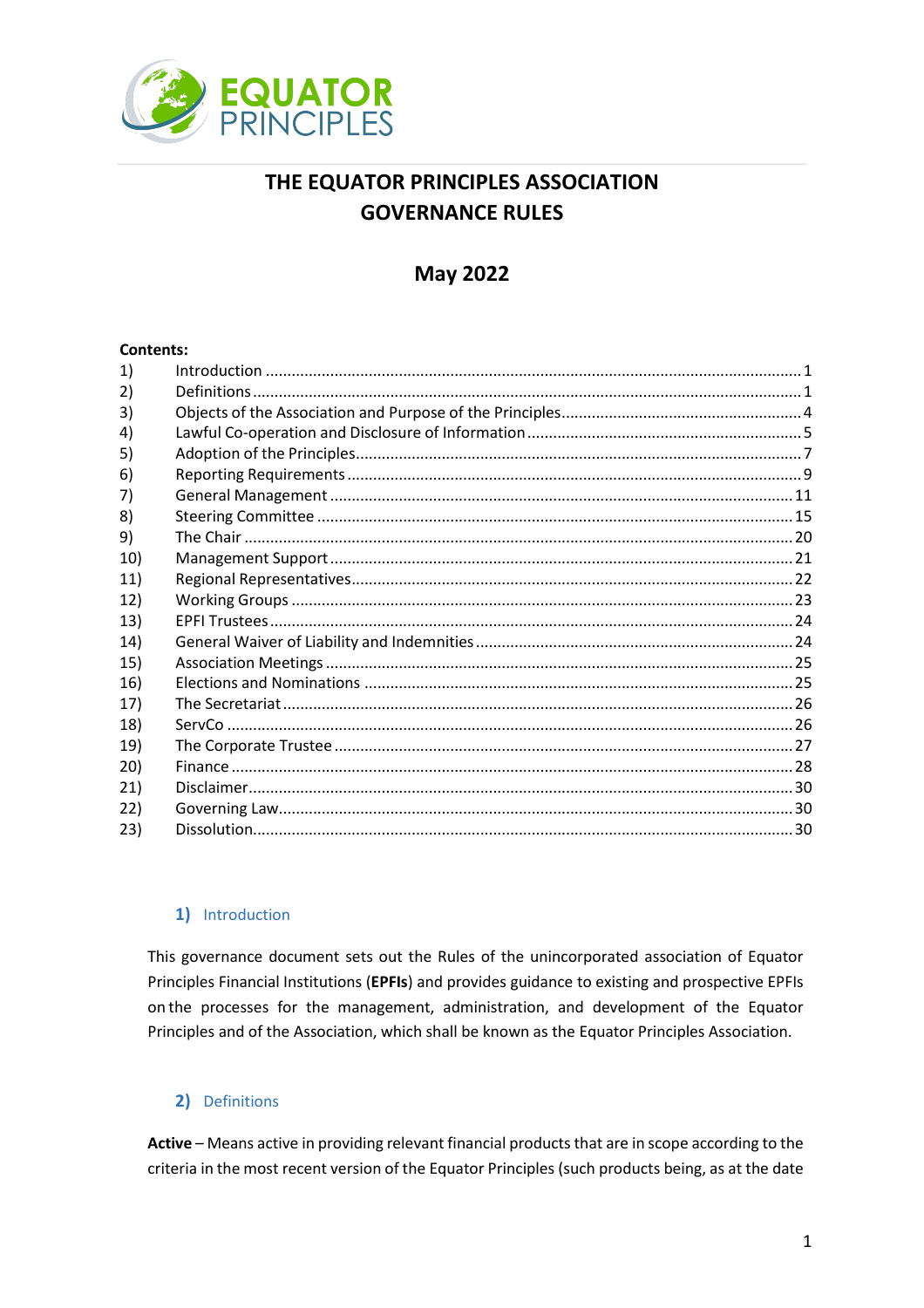# THE EQUATOR PRINCIPLES ASSOCIATION GOVERNANCE RULES

## May 2022

**Contents:**

| | | |
|---|---|---|
| 1) | Introduction | 1 |
| 2) | Definitions | 1 |
| 3) | Objects of the Association and Purpose of the Principles | 4 |
| 4) | Lawful Co-operation and Disclosure of Information | 5 |
| 5) | Adoption of the Principles | 7 |
| 6) | Reporting Requirements | 9 |
| 7) | General Management | 11 |
| 8) | Steering Committee | 15 |
| 9) | The Chair | 20 |
| 10) | Management Support | 21 |
| 11) | Regional Representatives | 22 |
| 12) | Working Groups | 23 |
| 13) | EPFI Trustees | 24 |
| 14) | General Waiver of Liability and Indemnities | 24 |
| 15) | Association Meetings | 25 |
| 16) | Elections and Nominations | 25 |
| 17) | The Secretariat | 26 |
| 18) | ServCo | 26 |
| 19) | The Corporate Trustee | 27 |
| 20) | Finance | 28 |
| 21) | Disclaimer | 30 |
| 22) | Governing Law | 30 |
| 23) | Dissolution | 30 |

### 1) Introduction

This governance document sets out the Rules of the unincorporated association of Equator Principles Financial Institutions (**EPFIs**) and provides guidance to existing and prospective EPFIs on the processes for the management, administration, and development of the Equator Principles and of the Association, which shall be known as the Equator Principles Association.

### 2) Definitions

**Active** – Means active in providing relevant financial products that are in scope according to the criteria in the most recent version of the Equator Principles (such products being, as at the date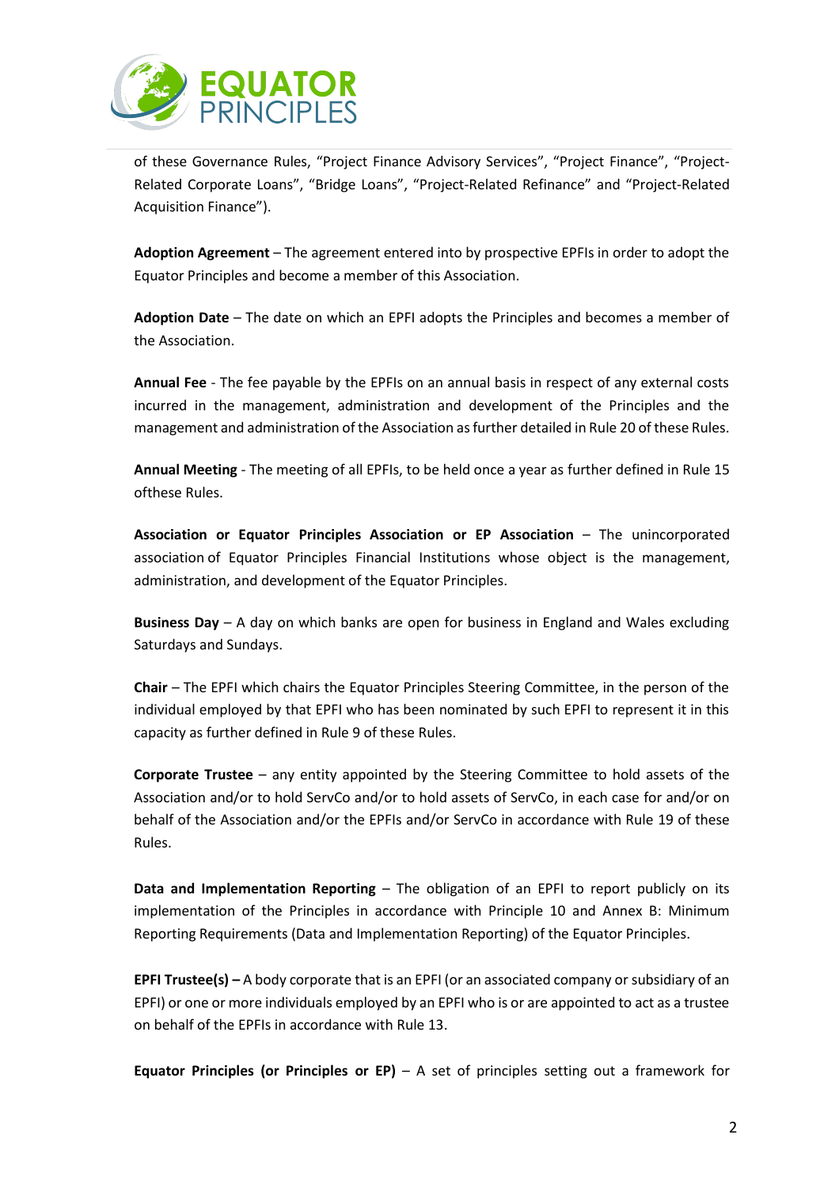of these Governance Rules, "Project Finance Advisory Services", "Project Finance", "Project-Related Corporate Loans", "Bridge Loans", "Project-Related Refinance" and "Project-Related Acquisition Finance").

**Adoption Agreement** – The agreement entered into by prospective EPFIs in order to adopt the Equator Principles and become a member of this Association.

**Adoption Date** – The date on which an EPFI adopts the Principles and becomes a member of the Association.

**Annual Fee** - The fee payable by the EPFIs on an annual basis in respect of any external costs incurred in the management, administration and development of the Principles and the management and administration of the Association as further detailed in Rule 20 of these Rules.

**Annual Meeting** - The meeting of all EPFIs, to be held once a year as further defined in Rule 15 ofthese Rules.

**Association or Equator Principles Association or EP Association** – The unincorporated association of Equator Principles Financial Institutions whose object is the management, administration, and development of the Equator Principles.

**Business Day** – A day on which banks are open for business in England and Wales excluding Saturdays and Sundays.

**Chair** – The EPFI which chairs the Equator Principles Steering Committee, in the person of the individual employed by that EPFI who has been nominated by such EPFI to represent it in this capacity as further defined in Rule 9 of these Rules.

**Corporate Trustee** – any entity appointed by the Steering Committee to hold assets of the Association and/or to hold ServCo and/or to hold assets of ServCo, in each case for and/or on behalf of the Association and/or the EPFIs and/or ServCo in accordance with Rule 19 of these Rules.

**Data and Implementation Reporting** – The obligation of an EPFI to report publicly on its implementation of the Principles in accordance with Principle 10 and Annex B: Minimum Reporting Requirements (Data and Implementation Reporting) of the Equator Principles.

**EPFI Trustee(s) –** A body corporate that is an EPFI (or an associated company or subsidiary of an EPFI) or one or more individuals employed by an EPFI who is or are appointed to act as a trustee on behalf of the EPFIs in accordance with Rule 13.

**Equator Principles (or Principles or EP)** – A set of principles setting out a framework for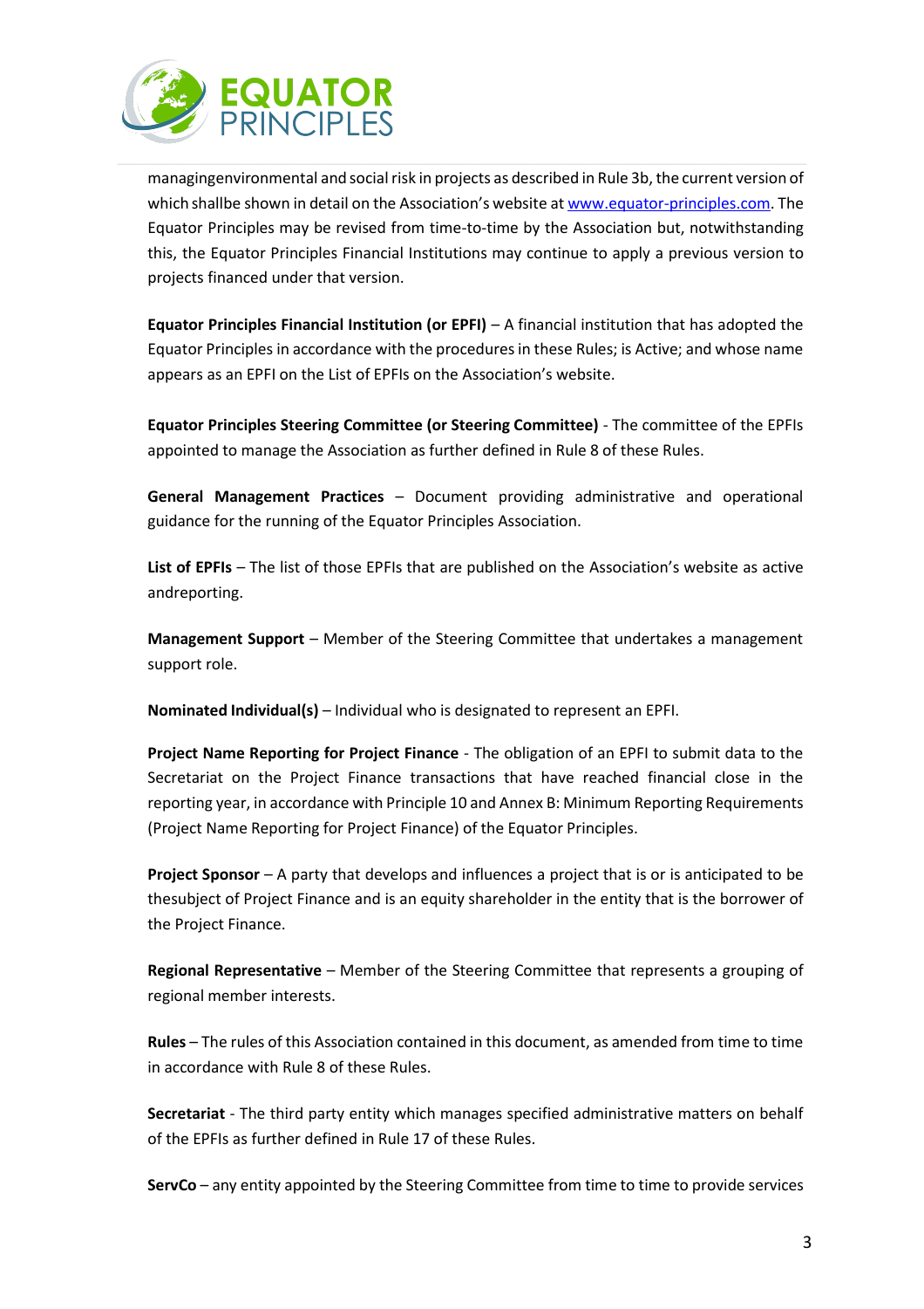managingenvironmental and social risk in projects as described in Rule 3b, the current version of which shallbe shown in detail on the Association's website at [www.equator-principles.com](http://www.equator-principles.com). The Equator Principles may be revised from time-to-time by the Association but, notwithstanding this, the Equator Principles Financial Institutions may continue to apply a previous version to projects financed under that version.

**Equator Principles Financial Institution (or EPFI)** – A financial institution that has adopted the Equator Principles in accordance with the procedures in these Rules; is Active; and whose name appears as an EPFI on the List of EPFIs on the Association's website.

**Equator Principles Steering Committee (or Steering Committee)** - The committee of the EPFIs appointed to manage the Association as further defined in Rule 8 of these Rules.

**General Management Practices** – Document providing administrative and operational guidance for the running of the Equator Principles Association.

**List of EPFIs** – The list of those EPFIs that are published on the Association's website as active andreporting.

**Management Support** – Member of the Steering Committee that undertakes a management support role.

**Nominated Individual(s)** – Individual who is designated to represent an EPFI.

**Project Name Reporting for Project Finance** - The obligation of an EPFI to submit data to the Secretariat on the Project Finance transactions that have reached financial close in the reporting year, in accordance with Principle 10 and Annex B: Minimum Reporting Requirements (Project Name Reporting for Project Finance) of the Equator Principles.

**Project Sponsor** – A party that develops and influences a project that is or is anticipated to be thesubject of Project Finance and is an equity shareholder in the entity that is the borrower of the Project Finance.

**Regional Representative** – Member of the Steering Committee that represents a grouping of regional member interests.

**Rules** – The rules of this Association contained in this document, as amended from time to time in accordance with Rule 8 of these Rules.

**Secretariat** - The third party entity which manages specified administrative matters on behalf of the EPFIs as further defined in Rule 17 of these Rules.

**ServCo** – any entity appointed by the Steering Committee from time to time to provide services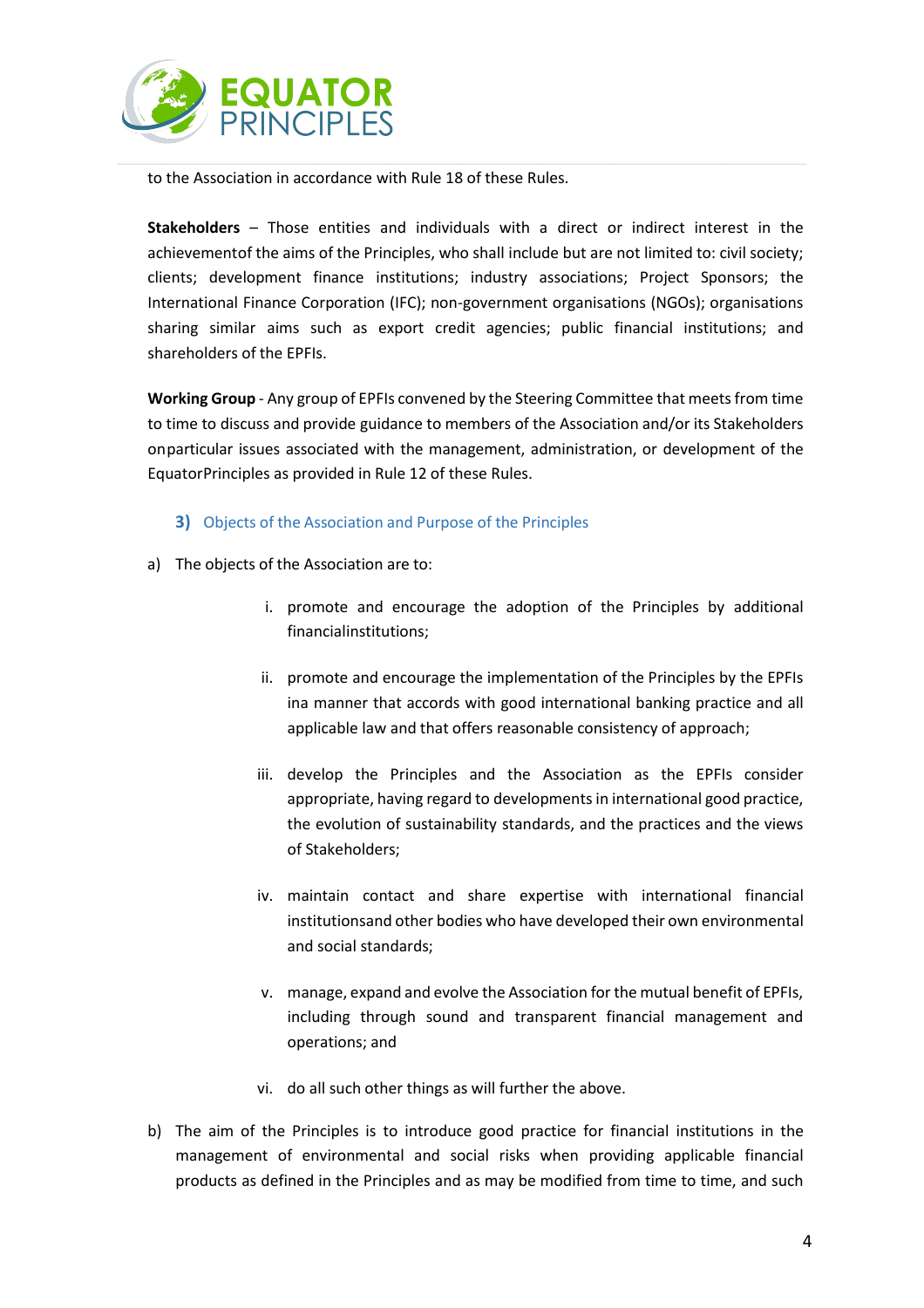to the Association in accordance with Rule 18 of these Rules.

**Stakeholders** – Those entities and individuals with a direct or indirect interest in the achievementof the aims of the Principles, who shall include but are not limited to: civil society; clients; development finance institutions; industry associations; Project Sponsors; the International Finance Corporation (IFC); non-government organisations (NGOs); organisations sharing similar aims such as export credit agencies; public financial institutions; and shareholders of the EPFIs.

**Working Group** - Any group of EPFIs convened by the Steering Committee that meets from time to time to discuss and provide guidance to members of the Association and/or its Stakeholders onparticular issues associated with the management, administration, or development of the EquatorPrinciples as provided in Rule 12 of these Rules.

## 3) Objects of the Association and Purpose of the Principles

a) The objects of the Association are to:

i. promote and encourage the adoption of the Principles by additional financialinstitutions;

ii. promote and encourage the implementation of the Principles by the EPFIs ina manner that accords with good international banking practice and all applicable law and that offers reasonable consistency of approach;

iii. develop the Principles and the Association as the EPFIs consider appropriate, having regard to developments in international good practice, the evolution of sustainability standards, and the practices and the views of Stakeholders;

iv. maintain contact and share expertise with international financial institutionsand other bodies who have developed their own environmental and social standards;

v. manage, expand and evolve the Association for the mutual benefit of EPFIs, including through sound and transparent financial management and operations; and

vi. do all such other things as will further the above.

b) The aim of the Principles is to introduce good practice for financial institutions in the management of environmental and social risks when providing applicable financial products as defined in the Principles and as may be modified from time to time, and such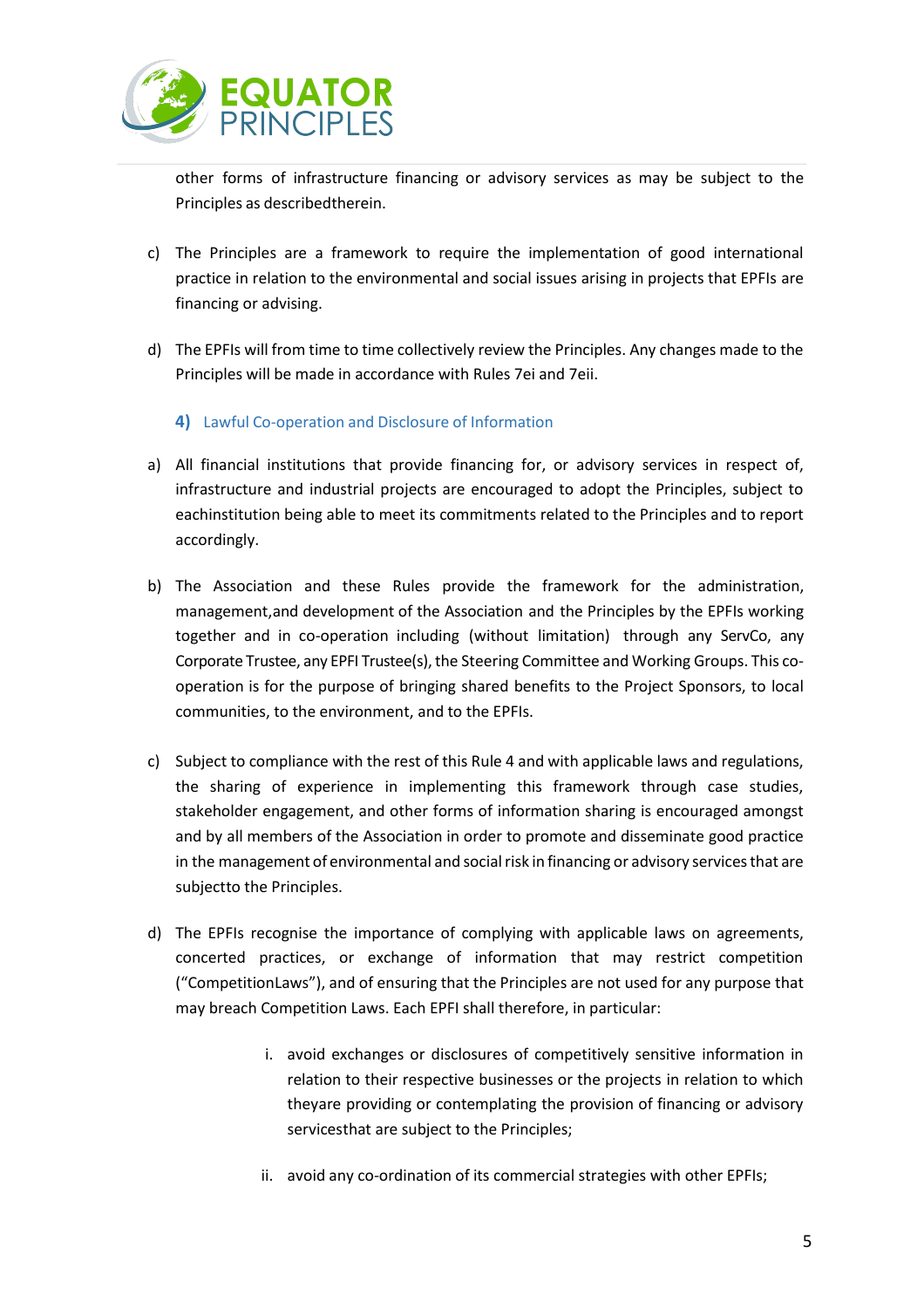other forms of infrastructure financing or advisory services as may be subject to the Principles as describedtherein.

c) The Principles are a framework to require the implementation of good international practice in relation to the environmental and social issues arising in projects that EPFIs are financing or advising.

d) The EPFIs will from time to time collectively review the Principles. Any changes made to the Principles will be made in accordance with Rules 7ei and 7eii.

### 4) Lawful Co-operation and Disclosure of Information

a) All financial institutions that provide financing for, or advisory services in respect of, infrastructure and industrial projects are encouraged to adopt the Principles, subject to eachinstitution being able to meet its commitments related to the Principles and to report accordingly.

b) The Association and these Rules provide the framework for the administration, management,and development of the Association and the Principles by the EPFIs working together and in co-operation including (without limitation) through any ServCo, any Corporate Trustee, any EPFI Trustee(s), the Steering Committee and Working Groups. This co-operation is for the purpose of bringing shared benefits to the Project Sponsors, to local communities, to the environment, and to the EPFIs.

c) Subject to compliance with the rest of this Rule 4 and with applicable laws and regulations, the sharing of experience in implementing this framework through case studies, stakeholder engagement, and other forms of information sharing is encouraged amongst and by all members of the Association in order to promote and disseminate good practice in the management of environmental and social risk in financing or advisory services that are subjectto the Principles.

d) The EPFIs recognise the importance of complying with applicable laws on agreements, concerted practices, or exchange of information that may restrict competition (“CompetitionLaws”), and of ensuring that the Principles are not used for any purpose that may breach Competition Laws. Each EPFI shall therefore, in particular:

   i. avoid exchanges or disclosures of competitively sensitive information in relation to their respective businesses or the projects in relation to which theyare providing or contemplating the provision of financing or advisory servicesthat are subject to the Principles;

   ii. avoid any co-ordination of its commercial strategies with other EPFIs;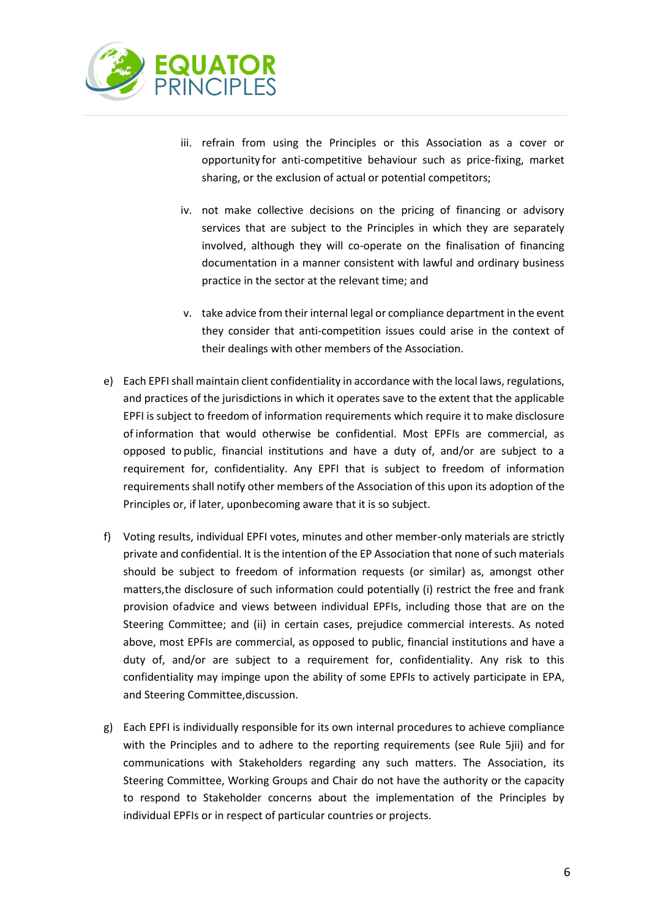iii. refrain from using the Principles or this Association as a cover or opportunity for anti-competitive behaviour such as price-fixing, market sharing, or the exclusion of actual or potential competitors;

iv. not make collective decisions on the pricing of financing or advisory services that are subject to the Principles in which they are separately involved, although they will co-operate on the finalisation of financing documentation in a manner consistent with lawful and ordinary business practice in the sector at the relevant time; and

v. take advice from their internal legal or compliance department in the event they consider that anti-competition issues could arise in the context of their dealings with other members of the Association.

e) Each EPFI shall maintain client confidentiality in accordance with the local laws, regulations, and practices of the jurisdictions in which it operates save to the extent that the applicable EPFI is subject to freedom of information requirements which require it to make disclosure of information that would otherwise be confidential. Most EPFIs are commercial, as opposed to public, financial institutions and have a duty of, and/or are subject to a requirement for, confidentiality. Any EPFI that is subject to freedom of information requirements shall notify other members of the Association of this upon its adoption of the Principles or, if later, uponbecoming aware that it is so subject.

f) Voting results, individual EPFI votes, minutes and other member-only materials are strictly private and confidential. It is the intention of the EP Association that none of such materials should be subject to freedom of information requests (or similar) as, amongst other matters,the disclosure of such information could potentially (i) restrict the free and frank provision ofadvice and views between individual EPFIs, including those that are on the Steering Committee; and (ii) in certain cases, prejudice commercial interests. As noted above, most EPFIs are commercial, as opposed to public, financial institutions and have a duty of, and/or are subject to a requirement for, confidentiality. Any risk to this confidentiality may impinge upon the ability of some EPFIs to actively participate in EPA, and Steering Committee,discussion.

g) Each EPFI is individually responsible for its own internal procedures to achieve compliance with the Principles and to adhere to the reporting requirements (see Rule 5jii) and for communications with Stakeholders regarding any such matters. The Association, its Steering Committee, Working Groups and Chair do not have the authority or the capacity to respond to Stakeholder concerns about the implementation of the Principles by individual EPFIs or in respect of particular countries or projects.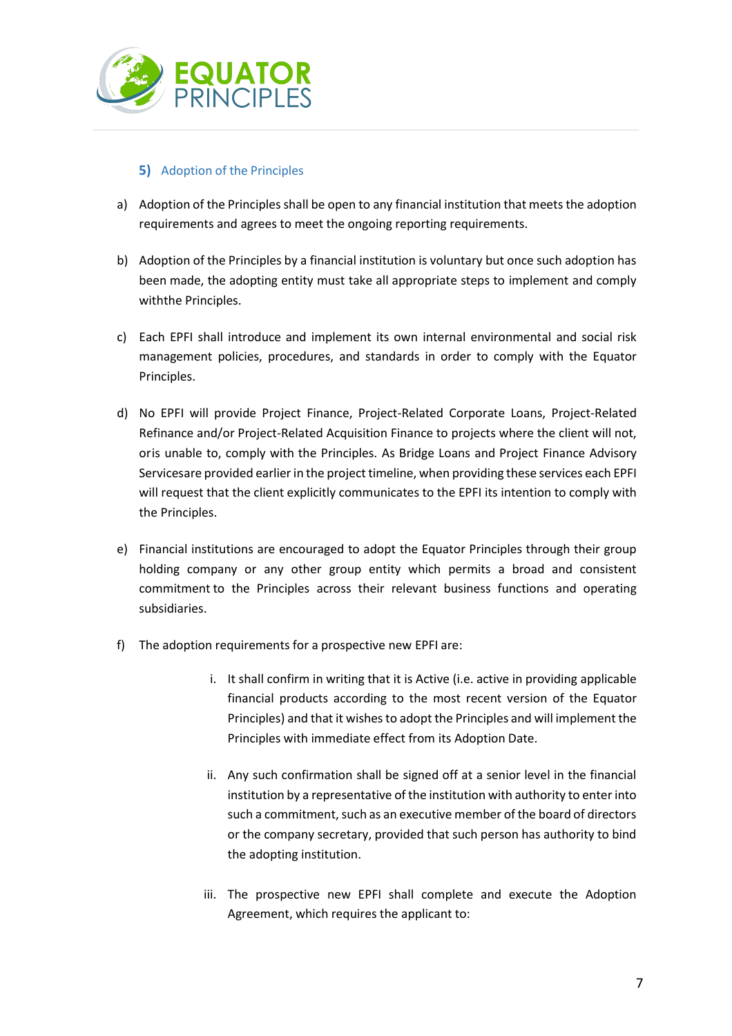### 5) Adoption of the Principles

a) Adoption of the Principles shall be open to any financial institution that meets the adoption requirements and agrees to meet the ongoing reporting requirements.

b) Adoption of the Principles by a financial institution is voluntary but once such adoption has been made, the adopting entity must take all appropriate steps to implement and comply withthe Principles.

c) Each EPFI shall introduce and implement its own internal environmental and social risk management policies, procedures, and standards in order to comply with the Equator Principles.

d) No EPFI will provide Project Finance, Project-Related Corporate Loans, Project-Related Refinance and/or Project-Related Acquisition Finance to projects where the client will not, oris unable to, comply with the Principles. As Bridge Loans and Project Finance Advisory Servicesare provided earlier in the project timeline, when providing these services each EPFI will request that the client explicitly communicates to the EPFI its intention to comply with the Principles.

e) Financial institutions are encouraged to adopt the Equator Principles through their group holding company or any other group entity which permits a broad and consistent commitment to the Principles across their relevant business functions and operating subsidiaries.

f) The adoption requirements for a prospective new EPFI are:

   i. It shall confirm in writing that it is Active (i.e. active in providing applicable financial products according to the most recent version of the Equator Principles) and that it wishes to adopt the Principles and will implement the Principles with immediate effect from its Adoption Date.

   ii. Any such confirmation shall be signed off at a senior level in the financial institution by a representative of the institution with authority to enter into such a commitment, such as an executive member of the board of directors or the company secretary, provided that such person has authority to bind the adopting institution.

   iii. The prospective new EPFI shall complete and execute the Adoption Agreement, which requires the applicant to: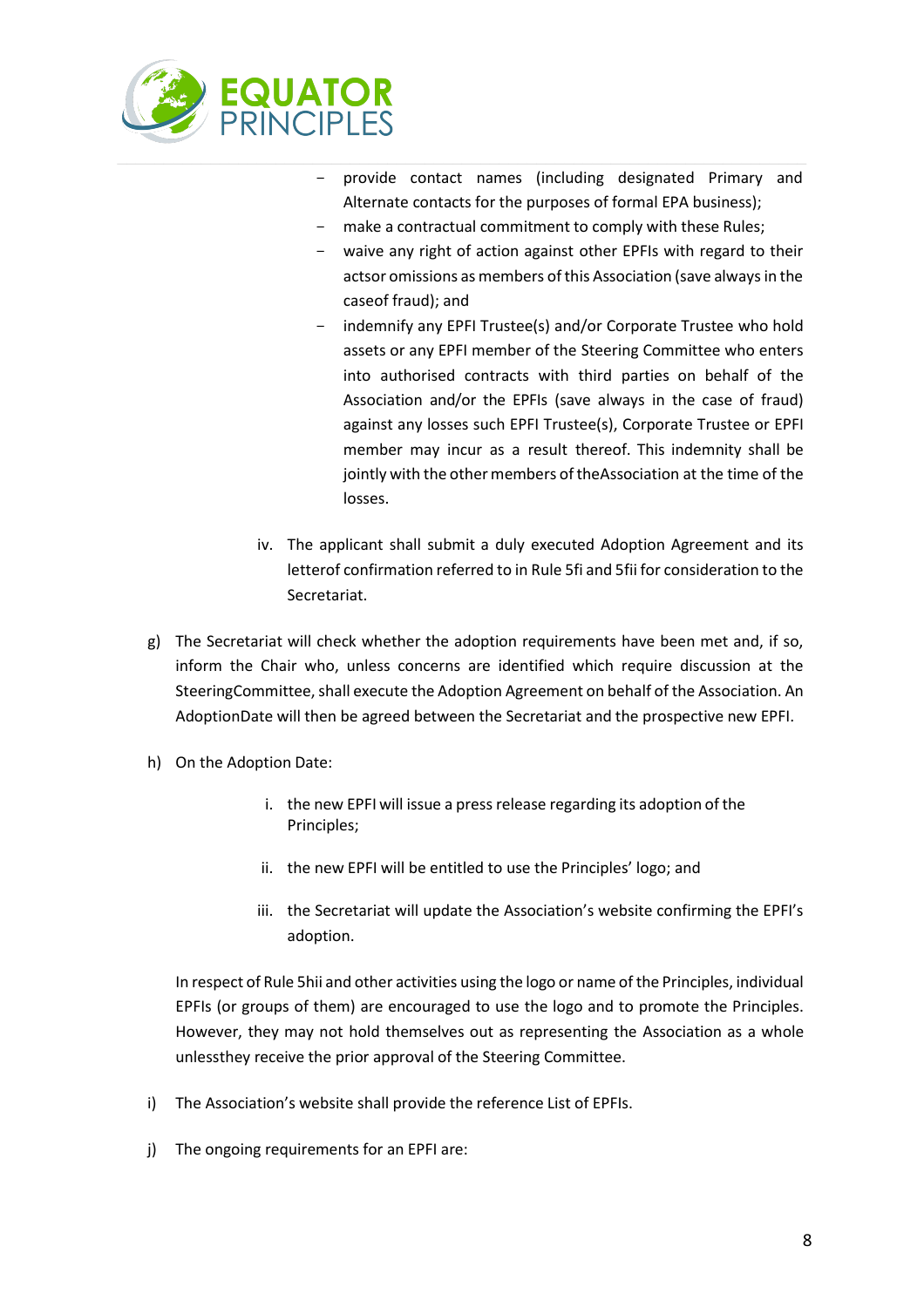- provide contact names (including designated Primary and Alternate contacts for the purposes of formal EPA business);
- make a contractual commitment to comply with these Rules;
- waive any right of action against other EPFIs with regard to their actsor omissions as members of this Association (save always in the caseof fraud); and
- indemnify any EPFI Trustee(s) and/or Corporate Trustee who hold assets or any EPFI member of the Steering Committee who enters into authorised contracts with third parties on behalf of the Association and/or the EPFIs (save always in the case of fraud) against any losses such EPFI Trustee(s), Corporate Trustee or EPFI member may incur as a result thereof. This indemnity shall be jointly with the other members of theAssociation at the time of the losses.

iv. The applicant shall submit a duly executed Adoption Agreement and its letterof confirmation referred to in Rule 5fi and 5fii for consideration to the Secretariat.

g) The Secretariat will check whether the adoption requirements have been met and, if so, inform the Chair who, unless concerns are identified which require discussion at the SteeringCommittee, shall execute the Adoption Agreement on behalf of the Association. An AdoptionDate will then be agreed between the Secretariat and the prospective new EPFI.

h) On the Adoption Date:

i. the new EPFI will issue a press release regarding its adoption of the Principles;

ii. the new EPFI will be entitled to use the Principles' logo; and

iii. the Secretariat will update the Association's website confirming the EPFI's adoption.

In respect of Rule 5hii and other activities using the logo or name of the Principles, individual EPFIs (or groups of them) are encouraged to use the logo and to promote the Principles. However, they may not hold themselves out as representing the Association as a whole unlessthey receive the prior approval of the Steering Committee.

i) The Association's website shall provide the reference List of EPFIs.

j) The ongoing requirements for an EPFI are: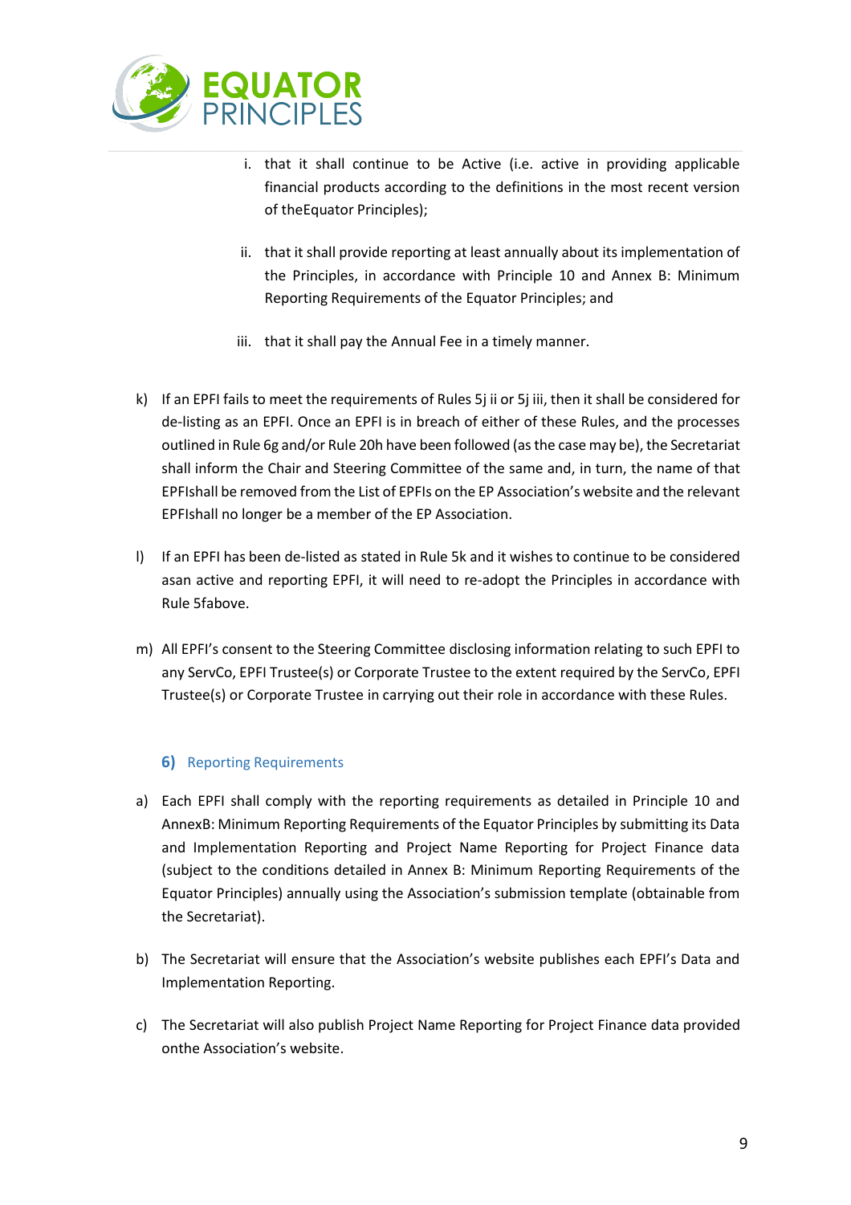i. that it shall continue to be Active (i.e. active in providing applicable financial products according to the definitions in the most recent version of theEquator Principles);

ii. that it shall provide reporting at least annually about its implementation of the Principles, in accordance with Principle 10 and Annex B: Minimum Reporting Requirements of the Equator Principles; and

iii. that it shall pay the Annual Fee in a timely manner.

k) If an EPFI fails to meet the requirements of Rules 5j ii or 5j iii, then it shall be considered for de-listing as an EPFI. Once an EPFI is in breach of either of these Rules, and the processes outlined in Rule 6g and/or Rule 20h have been followed (as the case may be), the Secretariat shall inform the Chair and Steering Committee of the same and, in turn, the name of that EPFIshall be removed from the List of EPFIs on the EP Association's website and the relevant EPFIshall no longer be a member of the EP Association.

l) If an EPFI has been de-listed as stated in Rule 5k and it wishes to continue to be considered asan active and reporting EPFI, it will need to re-adopt the Principles in accordance with Rule 5fabove.

m) All EPFI's consent to the Steering Committee disclosing information relating to such EPFI to any ServCo, EPFI Trustee(s) or Corporate Trustee to the extent required by the ServCo, EPFI Trustee(s) or Corporate Trustee in carrying out their role in accordance with these Rules.

## 6) Reporting Requirements

a) Each EPFI shall comply with the reporting requirements as detailed in Principle 10 and AnnexB: Minimum Reporting Requirements of the Equator Principles by submitting its Data and Implementation Reporting and Project Name Reporting for Project Finance data (subject to the conditions detailed in Annex B: Minimum Reporting Requirements of the Equator Principles) annually using the Association's submission template (obtainable from the Secretariat).

b) The Secretariat will ensure that the Association's website publishes each EPFI's Data and Implementation Reporting.

c) The Secretariat will also publish Project Name Reporting for Project Finance data provided onthe Association's website.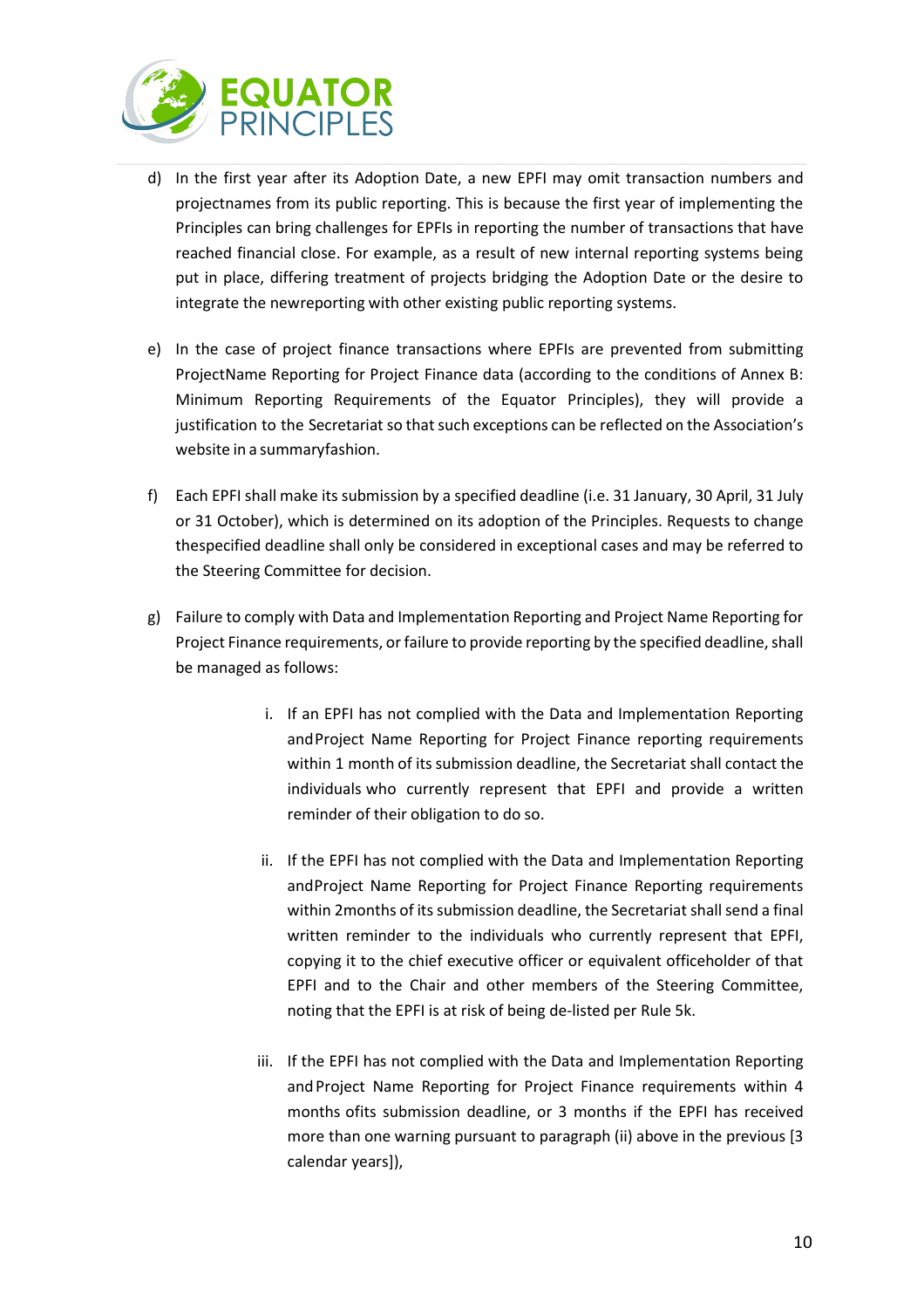d) In the first year after its Adoption Date, a new EPFI may omit transaction numbers and projectnames from its public reporting. This is because the first year of implementing the Principles can bring challenges for EPFIs in reporting the number of transactions that have reached financial close. For example, as a result of new internal reporting systems being put in place, differing treatment of projects bridging the Adoption Date or the desire to integrate the newreporting with other existing public reporting systems.

e) In the case of project finance transactions where EPFIs are prevented from submitting ProjectName Reporting for Project Finance data (according to the conditions of Annex B: Minimum Reporting Requirements of the Equator Principles), they will provide a justification to the Secretariat so that such exceptions can be reflected on the Association's website in a summaryfashion.

f) Each EPFI shall make its submission by a specified deadline (i.e. 31 January, 30 April, 31 July or 31 October), which is determined on its adoption of the Principles. Requests to change thespecified deadline shall only be considered in exceptional cases and may be referred to the Steering Committee for decision.

g) Failure to comply with Data and Implementation Reporting and Project Name Reporting for Project Finance requirements, or failure to provide reporting by the specified deadline, shall be managed as follows:

   i. If an EPFI has not complied with the Data and Implementation Reporting andProject Name Reporting for Project Finance reporting requirements within 1 month of its submission deadline, the Secretariat shall contact the individuals who currently represent that EPFI and provide a written reminder of their obligation to do so.

   ii. If the EPFI has not complied with the Data and Implementation Reporting andProject Name Reporting for Project Finance Reporting requirements within 2months of its submission deadline, the Secretariat shall send a final written reminder to the individuals who currently represent that EPFI, copying it to the chief executive officer or equivalent officeholder of that EPFI and to the Chair and other members of the Steering Committee, noting that the EPFI is at risk of being de-listed per Rule 5k.

   iii. If the EPFI has not complied with the Data and Implementation Reporting and Project Name Reporting for Project Finance requirements within 4 months ofits submission deadline, or 3 months if the EPFI has received more than one warning pursuant to paragraph (ii) above in the previous [3 calendar years]),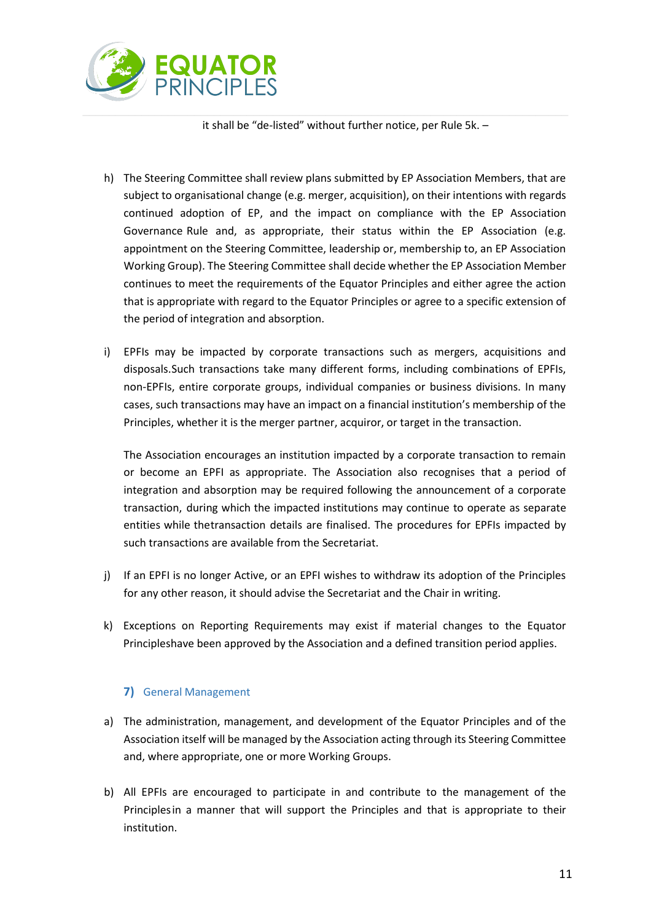it shall be "de-listed" without further notice, per Rule 5k. –

h) The Steering Committee shall review plans submitted by EP Association Members, that are subject to organisational change (e.g. merger, acquisition), on their intentions with regards continued adoption of EP, and the impact on compliance with the EP Association Governance Rule and, as appropriate, their status within the EP Association (e.g. appointment on the Steering Committee, leadership or, membership to, an EP Association Working Group). The Steering Committee shall decide whether the EP Association Member continues to meet the requirements of the Equator Principles and either agree the action that is appropriate with regard to the Equator Principles or agree to a specific extension of the period of integration and absorption.

i) EPFIs may be impacted by corporate transactions such as mergers, acquisitions and disposals.Such transactions take many different forms, including combinations of EPFIs, non-EPFIs, entire corporate groups, individual companies or business divisions. In many cases, such transactions may have an impact on a financial institution's membership of the Principles, whether it is the merger partner, acquiror, or target in the transaction.

   The Association encourages an institution impacted by a corporate transaction to remain or become an EPFI as appropriate. The Association also recognises that a period of integration and absorption may be required following the announcement of a corporate transaction, during which the impacted institutions may continue to operate as separate entities while thetransaction details are finalised. The procedures for EPFIs impacted by such transactions are available from the Secretariat.

j) If an EPFI is no longer Active, or an EPFI wishes to withdraw its adoption of the Principles for any other reason, it should advise the Secretariat and the Chair in writing.

k) Exceptions on Reporting Requirements may exist if material changes to the Equator Principleshave been approved by the Association and a defined transition period applies.

## 7) General Management

a) The administration, management, and development of the Equator Principles and of the Association itself will be managed by the Association acting through its Steering Committee and, where appropriate, one or more Working Groups.

b) All EPFIs are encouraged to participate in and contribute to the management of the Principlesin a manner that will support the Principles and that is appropriate to their institution.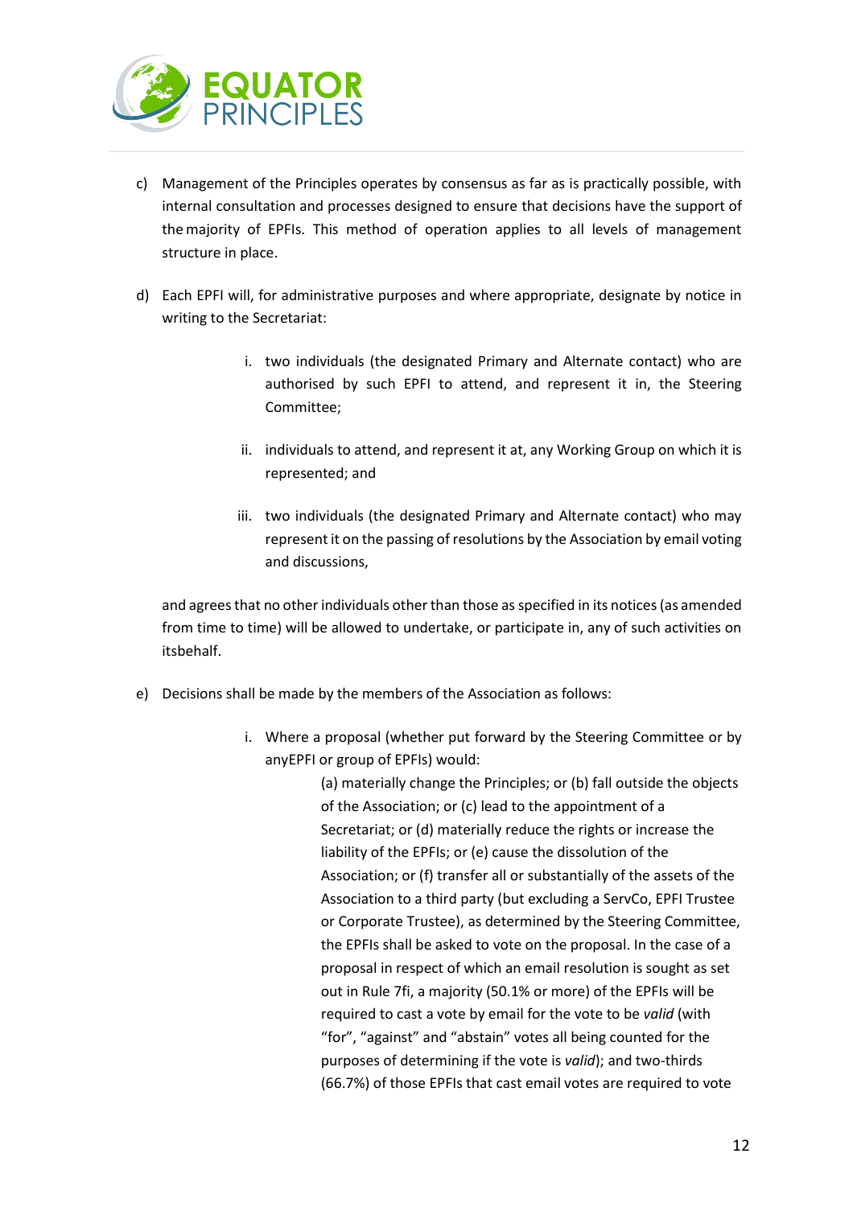c) Management of the Principles operates by consensus as far as is practically possible, with internal consultation and processes designed to ensure that decisions have the support of the majority of EPFIs. This method of operation applies to all levels of management structure in place.

d) Each EPFI will, for administrative purposes and where appropriate, designate by notice in writing to the Secretariat:

   i. two individuals (the designated Primary and Alternate contact) who are authorised by such EPFI to attend, and represent it in, the Steering Committee;

   ii. individuals to attend, and represent it at, any Working Group on which it is represented; and

   iii. two individuals (the designated Primary and Alternate contact) who may represent it on the passing of resolutions by the Association by email voting and discussions,

   and agrees that no other individuals other than those as specified in its notices (as amended from time to time) will be allowed to undertake, or participate in, any of such activities on itsbehalf.

e) Decisions shall be made by the members of the Association as follows:

   i. Where a proposal (whether put forward by the Steering Committee or by anyEPFI or group of EPFIs) would:

      (a) materially change the Principles; or (b) fall outside the objects of the Association; or (c) lead to the appointment of a Secretariat; or (d) materially reduce the rights or increase the liability of the EPFIs; or (e) cause the dissolution of the Association; or (f) transfer all or substantially of the assets of the Association to a third party (but excluding a ServCo, EPFI Trustee or Corporate Trustee), as determined by the Steering Committee, the EPFIs shall be asked to vote on the proposal. In the case of a proposal in respect of which an email resolution is sought as set out in Rule 7fi, a majority (50.1% or more) of the EPFIs will be required to cast a vote by email for the vote to be *valid* (with "for", "against" and "abstain" votes all being counted for the purposes of determining if the vote is *valid*); and two-thirds (66.7%) of those EPFIs that cast email votes are required to vote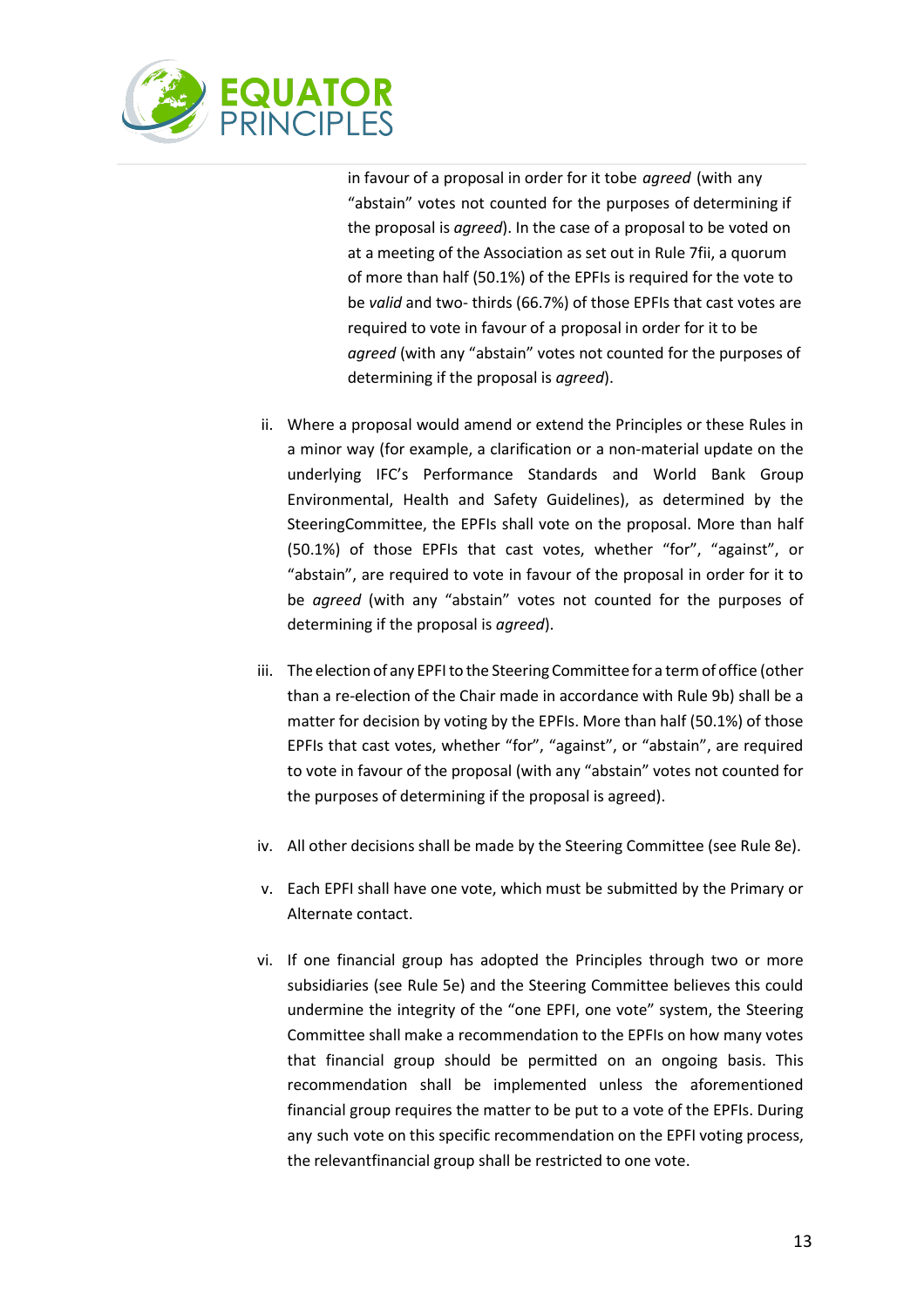in favour of a proposal in order for it tobe *agreed* (with any "abstain" votes not counted for the purposes of determining if the proposal is *agreed*). In the case of a proposal to be voted on at a meeting of the Association as set out in Rule 7fii, a quorum of more than half (50.1%) of the EPFIs is required for the vote to be *valid* and two- thirds (66.7%) of those EPFIs that cast votes are required to vote in favour of a proposal in order for it to be *agreed* (with any "abstain" votes not counted for the purposes of determining if the proposal is *agreed*).

ii. Where a proposal would amend or extend the Principles or these Rules in a minor way (for example, a clarification or a non-material update on the underlying IFC's Performance Standards and World Bank Group Environmental, Health and Safety Guidelines), as determined by the SteeringCommittee, the EPFIs shall vote on the proposal. More than half (50.1%) of those EPFIs that cast votes, whether "for", "against", or "abstain", are required to vote in favour of the proposal in order for it to be *agreed* (with any "abstain" votes not counted for the purposes of determining if the proposal is *agreed*).

iii. The election of any EPFI to the Steering Committee for a term of office (other than a re-election of the Chair made in accordance with Rule 9b) shall be a matter for decision by voting by the EPFIs. More than half (50.1%) of those EPFIs that cast votes, whether "for", "against", or "abstain", are required to vote in favour of the proposal (with any "abstain" votes not counted for the purposes of determining if the proposal is agreed).

iv. All other decisions shall be made by the Steering Committee (see Rule 8e).

v. Each EPFI shall have one vote, which must be submitted by the Primary or Alternate contact.

vi. If one financial group has adopted the Principles through two or more subsidiaries (see Rule 5e) and the Steering Committee believes this could undermine the integrity of the "one EPFI, one vote" system, the Steering Committee shall make a recommendation to the EPFIs on how many votes that financial group should be permitted on an ongoing basis. This recommendation shall be implemented unless the aforementioned financial group requires the matter to be put to a vote of the EPFIs. During any such vote on this specific recommendation on the EPFI voting process, the relevantfinancial group shall be restricted to one vote.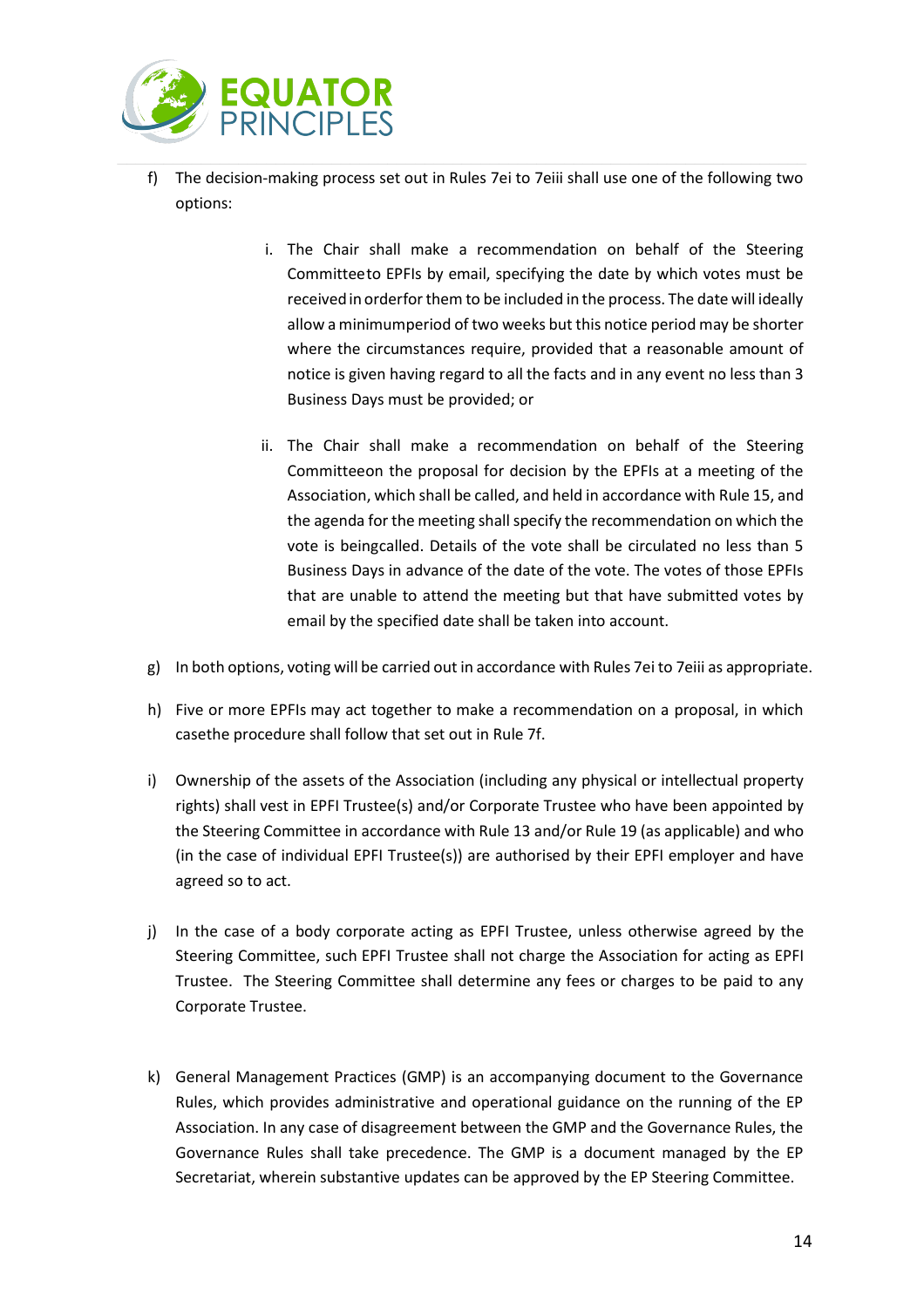f) The decision-making process set out in Rules 7ei to 7eiii shall use one of the following two options:

   i. The Chair shall make a recommendation on behalf of the Steering Committeeto EPFIs by email, specifying the date by which votes must be received in orderfor them to be included in the process. The date will ideally allow a minimumperiod of two weeks but this notice period may be shorter where the circumstances require, provided that a reasonable amount of notice is given having regard to all the facts and in any event no less than 3 Business Days must be provided; or

   ii. The Chair shall make a recommendation on behalf of the Steering Committeeon the proposal for decision by the EPFIs at a meeting of the Association, which shall be called, and held in accordance with Rule 15, and the agenda for the meeting shall specify the recommendation on which the vote is beingcalled. Details of the vote shall be circulated no less than 5 Business Days in advance of the date of the vote. The votes of those EPFIs that are unable to attend the meeting but that have submitted votes by email by the specified date shall be taken into account.

g) In both options, voting will be carried out in accordance with Rules 7ei to 7eiii as appropriate.

h) Five or more EPFIs may act together to make a recommendation on a proposal, in which casethe procedure shall follow that set out in Rule 7f.

i) Ownership of the assets of the Association (including any physical or intellectual property rights) shall vest in EPFI Trustee(s) and/or Corporate Trustee who have been appointed by the Steering Committee in accordance with Rule 13 and/or Rule 19 (as applicable) and who (in the case of individual EPFI Trustee(s)) are authorised by their EPFI employer and have agreed so to act.

j) In the case of a body corporate acting as EPFI Trustee, unless otherwise agreed by the Steering Committee, such EPFI Trustee shall not charge the Association for acting as EPFI Trustee. The Steering Committee shall determine any fees or charges to be paid to any Corporate Trustee.

k) General Management Practices (GMP) is an accompanying document to the Governance Rules, which provides administrative and operational guidance on the running of the EP Association. In any case of disagreement between the GMP and the Governance Rules, the Governance Rules shall take precedence. The GMP is a document managed by the EP Secretariat, wherein substantive updates can be approved by the EP Steering Committee.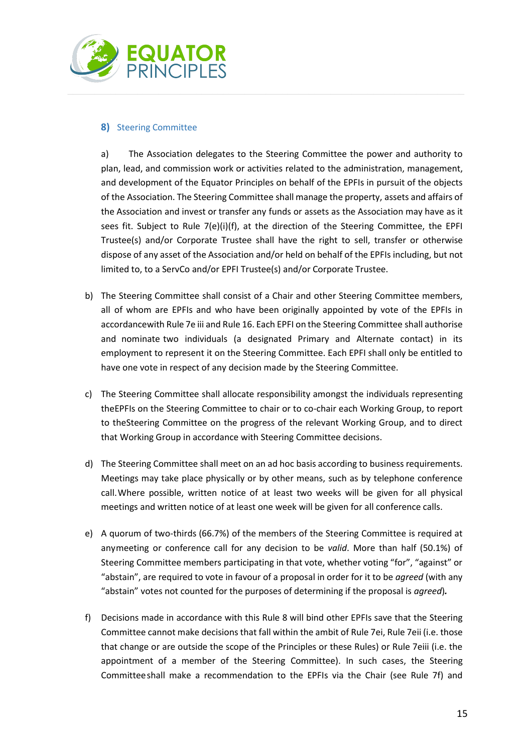## 8) Steering Committee

a) The Association delegates to the Steering Committee the power and authority to plan, lead, and commission work or activities related to the administration, management, and development of the Equator Principles on behalf of the EPFIs in pursuit of the objects of the Association. The Steering Committee shall manage the property, assets and affairs of the Association and invest or transfer any funds or assets as the Association may have as it sees fit. Subject to Rule 7(e)(i)(f), at the direction of the Steering Committee, the EPFI Trustee(s) and/or Corporate Trustee shall have the right to sell, transfer or otherwise dispose of any asset of the Association and/or held on behalf of the EPFIs including, but not limited to, to a ServCo and/or EPFI Trustee(s) and/or Corporate Trustee.

b) The Steering Committee shall consist of a Chair and other Steering Committee members, all of whom are EPFIs and who have been originally appointed by vote of the EPFIs in accordancewith Rule 7e iii and Rule 16. Each EPFI on the Steering Committee shall authorise and nominate two individuals (a designated Primary and Alternate contact) in its employment to represent it on the Steering Committee. Each EPFI shall only be entitled to have one vote in respect of any decision made by the Steering Committee.

c) The Steering Committee shall allocate responsibility amongst the individuals representing theEPFIs on the Steering Committee to chair or to co-chair each Working Group, to report to theSteering Committee on the progress of the relevant Working Group, and to direct that Working Group in accordance with Steering Committee decisions.

d) The Steering Committee shall meet on an ad hoc basis according to business requirements. Meetings may take place physically or by other means, such as by telephone conference call.Where possible, written notice of at least two weeks will be given for all physical meetings and written notice of at least one week will be given for all conference calls.

e) A quorum of two-thirds (66.7%) of the members of the Steering Committee is required at anymeeting or conference call for any decision to be *valid*. More than half (50.1%) of Steering Committee members participating in that vote, whether voting "for", "against" or "abstain", are required to vote in favour of a proposal in order for it to be *agreed* (with any "abstain" votes not counted for the purposes of determining if the proposal is *agreed*)**.**

f) Decisions made in accordance with this Rule 8 will bind other EPFIs save that the Steering Committee cannot make decisions that fall within the ambit of Rule 7ei, Rule 7eii (i.e. those that change or are outside the scope of the Principles or these Rules) or Rule 7eiii (i.e. the appointment of a member of the Steering Committee). In such cases, the Steering Committeeshall make a recommendation to the EPFIs via the Chair (see Rule 7f) and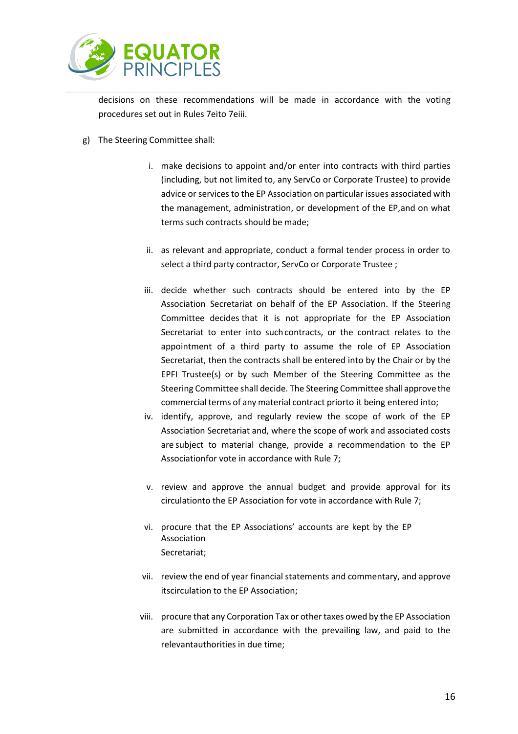decisions on these recommendations will be made in accordance with the voting procedures set out in Rules 7eito 7eiii.

g) The Steering Committee shall:

i. make decisions to appoint and/or enter into contracts with third parties (including, but not limited to, any ServCo or Corporate Trustee) to provide advice or services to the EP Association on particular issues associated with the management, administration, or development of the EP,and on what terms such contracts should be made;

ii. as relevant and appropriate, conduct a formal tender process in order to select a third party contractor, ServCo or Corporate Trustee ;

iii. decide whether such contracts should be entered into by the EP Association Secretariat on behalf of the EP Association. If the Steering Committee decides that it is not appropriate for the EP Association Secretariat to enter into such contracts, or the contract relates to the appointment of a third party to assume the role of EP Association Secretariat, then the contracts shall be entered into by the Chair or by the EPFI Trustee(s) or by such Member of the Steering Committee as the Steering Committee shall decide. The Steering Committee shall approve the commercial terms of any material contract priorto it being entered into;

iv. identify, approve, and regularly review the scope of work of the EP Association Secretariat and, where the scope of work and associated costs are subject to material change, provide a recommendation to the EP Associationfor vote in accordance with Rule 7;

v. review and approve the annual budget and provide approval for its circulationto the EP Association for vote in accordance with Rule 7;

vi. procure that the EP Associations' accounts are kept by the EP Association Secretariat;

vii. review the end of year financial statements and commentary, and approve itscirculation to the EP Association;

viii. procure that any Corporation Tax or other taxes owed by the EP Association are submitted in accordance with the prevailing law, and paid to the relevantauthorities in due time;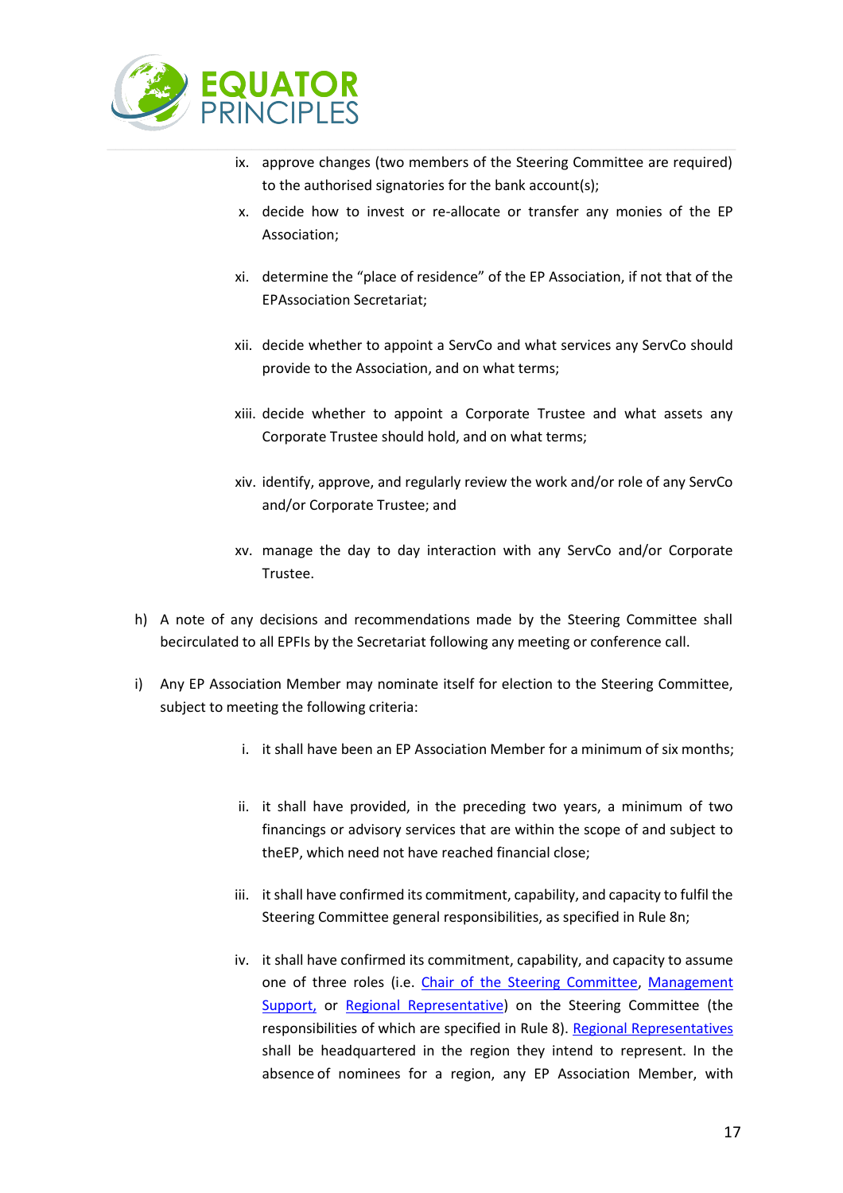ix. approve changes (two members of the Steering Committee are required) to the authorised signatories for the bank account(s);

x. decide how to invest or re-allocate or transfer any monies of the EP Association;

xi. determine the "place of residence" of the EP Association, if not that of the EPAssociation Secretariat;

xii. decide whether to appoint a ServCo and what services any ServCo should provide to the Association, and on what terms;

xiii. decide whether to appoint a Corporate Trustee and what assets any Corporate Trustee should hold, and on what terms;

xiv. identify, approve, and regularly review the work and/or role of any ServCo and/or Corporate Trustee; and

xv. manage the day to day interaction with any ServCo and/or Corporate Trustee.

h) A note of any decisions and recommendations made by the Steering Committee shall becirculated to all EPFIs by the Secretariat following any meeting or conference call.

i) Any EP Association Member may nominate itself for election to the Steering Committee, subject to meeting the following criteria:

i. it shall have been an EP Association Member for a minimum of six months;

ii. it shall have provided, in the preceding two years, a minimum of two financings or advisory services that are within the scope of and subject to theEP, which need not have reached financial close;

iii. it shall have confirmed its commitment, capability, and capacity to fulfil the Steering Committee general responsibilities, as specified in Rule 8n;

iv. it shall have confirmed its commitment, capability, and capacity to assume one of three roles (i.e. [Chair of the Steering Committee](), [Management Support,]() or [Regional Representative]()) on the Steering Committee (the responsibilities of which are specified in Rule 8). [Regional Representatives]() shall be headquartered in the region they intend to represent. In the absence of nominees for a region, any EP Association Member, with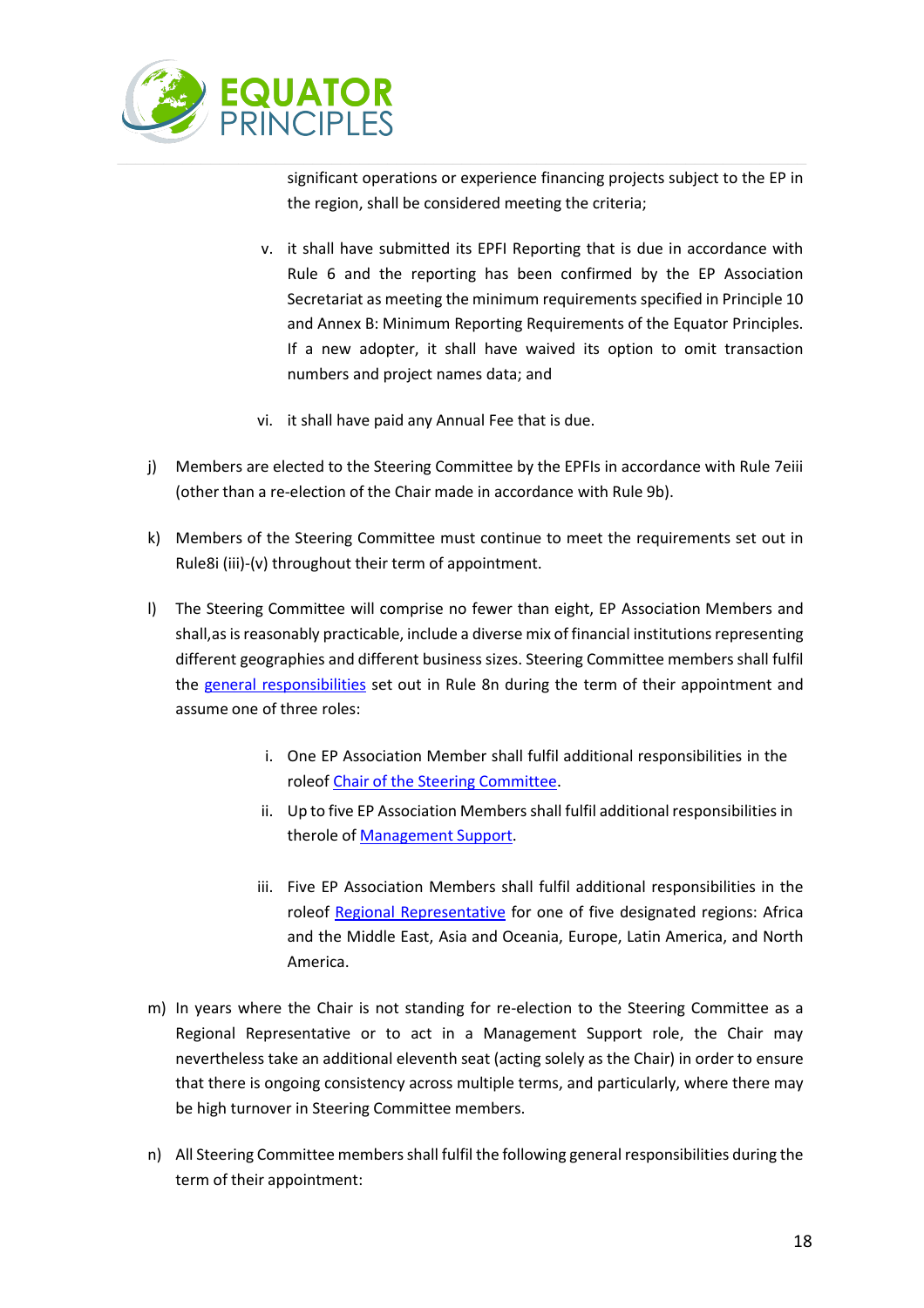significant operations or experience financing projects subject to the EP in the region, shall be considered meeting the criteria;

v. it shall have submitted its EPFI Reporting that is due in accordance with Rule 6 and the reporting has been confirmed by the EP Association Secretariat as meeting the minimum requirements specified in Principle 10 and Annex B: Minimum Reporting Requirements of the Equator Principles. If a new adopter, it shall have waived its option to omit transaction numbers and project names data; and

vi. it shall have paid any Annual Fee that is due.

j) Members are elected to the Steering Committee by the EPFIs in accordance with Rule 7eiii (other than a re-election of the Chair made in accordance with Rule 9b).

k) Members of the Steering Committee must continue to meet the requirements set out in Rule8i (iii)-(v) throughout their term of appointment.

l) The Steering Committee will comprise no fewer than eight, EP Association Members and shall,as is reasonably practicable, include a diverse mix of financial institutions representing different geographies and different business sizes. Steering Committee members shall fulfil the general responsibilities set out in Rule 8n during the term of their appointment and assume one of three roles:

i. One EP Association Member shall fulfil additional responsibilities in the roleof Chair of the Steering Committee.

ii. Up to five EP Association Members shall fulfil additional responsibilities in therole of Management Support.

iii. Five EP Association Members shall fulfil additional responsibilities in the roleof Regional Representative for one of five designated regions: Africa and the Middle East, Asia and Oceania, Europe, Latin America, and North America.

m) In years where the Chair is not standing for re-election to the Steering Committee as a Regional Representative or to act in a Management Support role, the Chair may nevertheless take an additional eleventh seat (acting solely as the Chair) in order to ensure that there is ongoing consistency across multiple terms, and particularly, where there may be high turnover in Steering Committee members.

n) All Steering Committee members shall fulfil the following general responsibilities during the term of their appointment: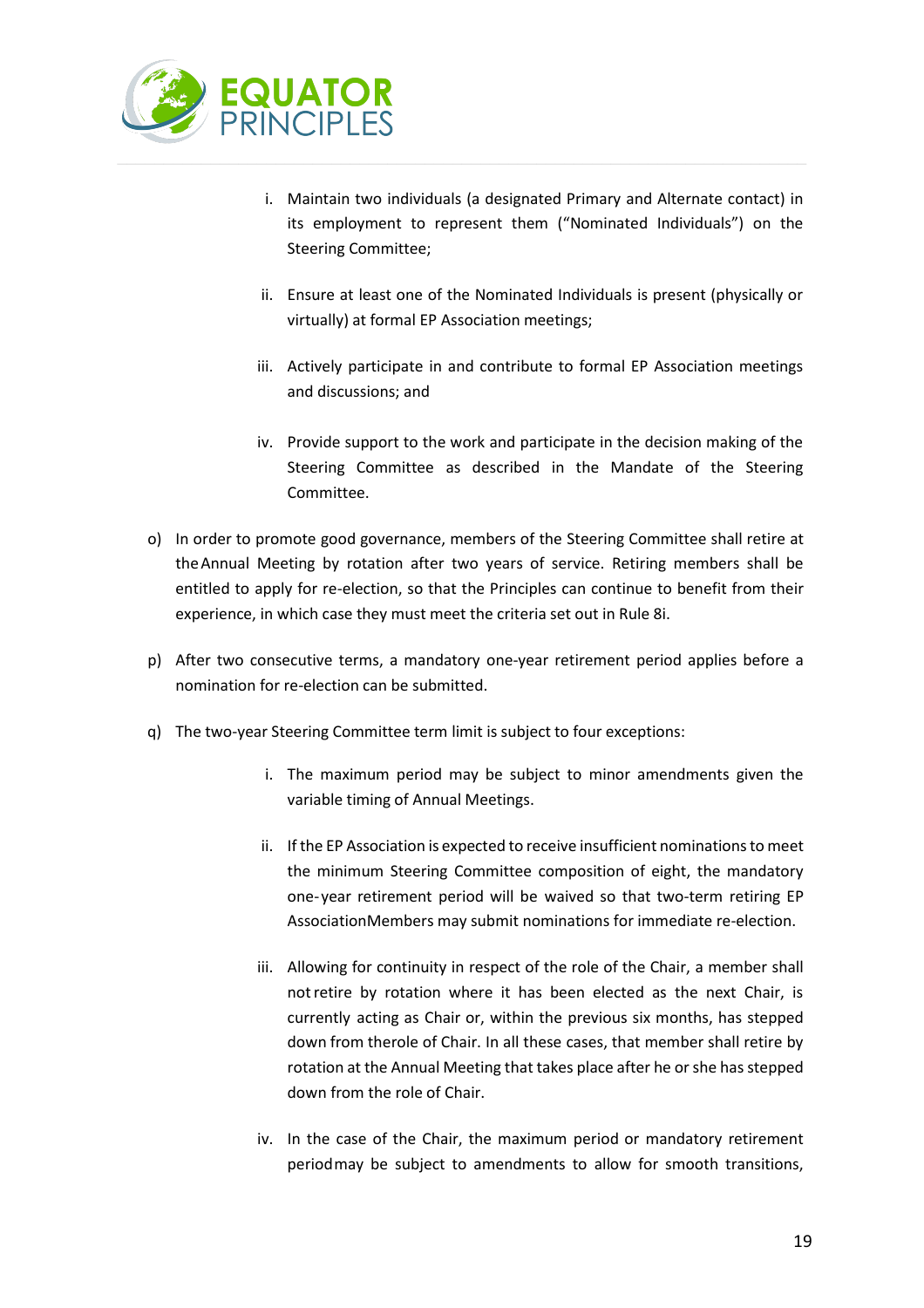i. Maintain two individuals (a designated Primary and Alternate contact) in its employment to represent them ("Nominated Individuals") on the Steering Committee;

ii. Ensure at least one of the Nominated Individuals is present (physically or virtually) at formal EP Association meetings;

iii. Actively participate in and contribute to formal EP Association meetings and discussions; and

iv. Provide support to the work and participate in the decision making of the Steering Committee as described in the Mandate of the Steering Committee.

o) In order to promote good governance, members of the Steering Committee shall retire at the Annual Meeting by rotation after two years of service. Retiring members shall be entitled to apply for re-election, so that the Principles can continue to benefit from their experience, in which case they must meet the criteria set out in Rule 8i.

p) After two consecutive terms, a mandatory one-year retirement period applies before a nomination for re-election can be submitted.

q) The two-year Steering Committee term limit is subject to four exceptions:

i. The maximum period may be subject to minor amendments given the variable timing of Annual Meetings.

ii. If the EP Association is expected to receive insufficient nominations to meet the minimum Steering Committee composition of eight, the mandatory one-year retirement period will be waived so that two-term retiring EP AssociationMembers may submit nominations for immediate re-election.

iii. Allowing for continuity in respect of the role of the Chair, a member shall not retire by rotation where it has been elected as the next Chair, is currently acting as Chair or, within the previous six months, has stepped down from therole of Chair. In all these cases, that member shall retire by rotation at the Annual Meeting that takes place after he or she has stepped down from the role of Chair.

iv. In the case of the Chair, the maximum period or mandatory retirement periodmay be subject to amendments to allow for smooth transitions,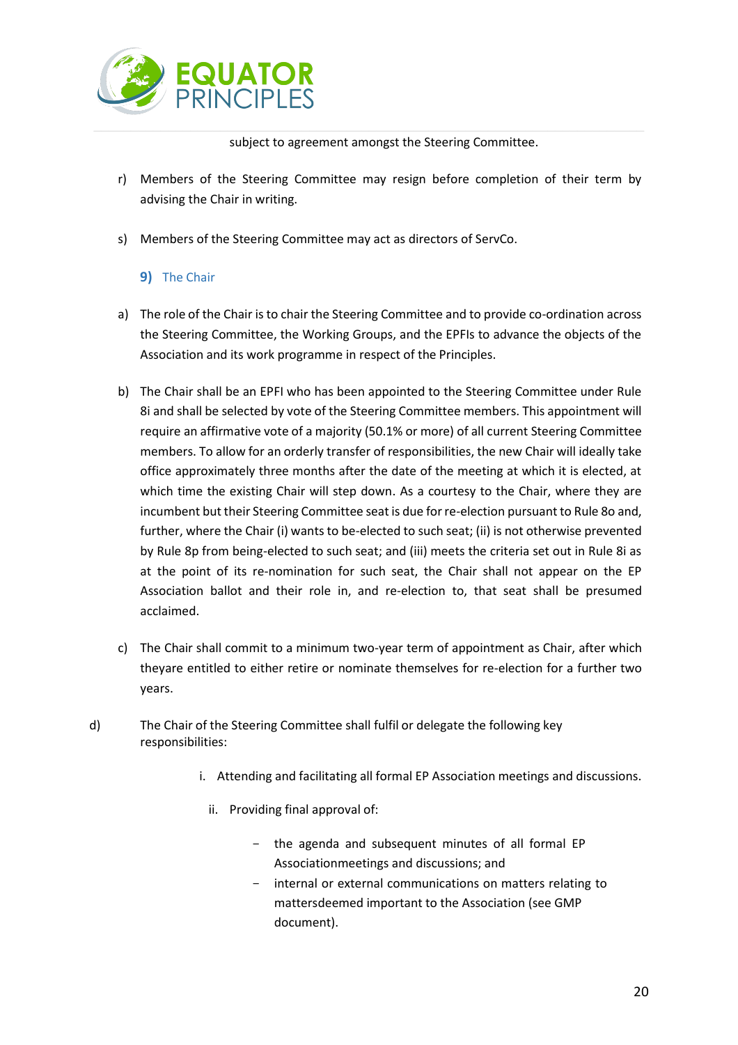subject to agreement amongst the Steering Committee.

r) Members of the Steering Committee may resign before completion of their term by advising the Chair in writing.

s) Members of the Steering Committee may act as directors of ServCo.

### 9) The Chair

a) The role of the Chair is to chair the Steering Committee and to provide co-ordination across the Steering Committee, the Working Groups, and the EPFIs to advance the objects of the Association and its work programme in respect of the Principles.

b) The Chair shall be an EPFI who has been appointed to the Steering Committee under Rule 8i and shall be selected by vote of the Steering Committee members. This appointment will require an affirmative vote of a majority (50.1% or more) of all current Steering Committee members. To allow for an orderly transfer of responsibilities, the new Chair will ideally take office approximately three months after the date of the meeting at which it is elected, at which time the existing Chair will step down. As a courtesy to the Chair, where they are incumbent but their Steering Committee seat is due for re-election pursuant to Rule 8o and, further, where the Chair (i) wants to be-elected to such seat; (ii) is not otherwise prevented by Rule 8p from being-elected to such seat; and (iii) meets the criteria set out in Rule 8i as at the point of its re-nomination for such seat, the Chair shall not appear on the EP Association ballot and their role in, and re-election to, that seat shall be presumed acclaimed.

c) The Chair shall commit to a minimum two-year term of appointment as Chair, after which theyare entitled to either retire or nominate themselves for re-election for a further two years.

d) The Chair of the Steering Committee shall fulfil or delegate the following key responsibilities:

   i. Attending and facilitating all formal EP Association meetings and discussions.

   ii. Providing final approval of:

      - the agenda and subsequent minutes of all formal EP Associationmeetings and discussions; and
      - internal or external communications on matters relating to mattersdeemed important to the Association (see GMP document).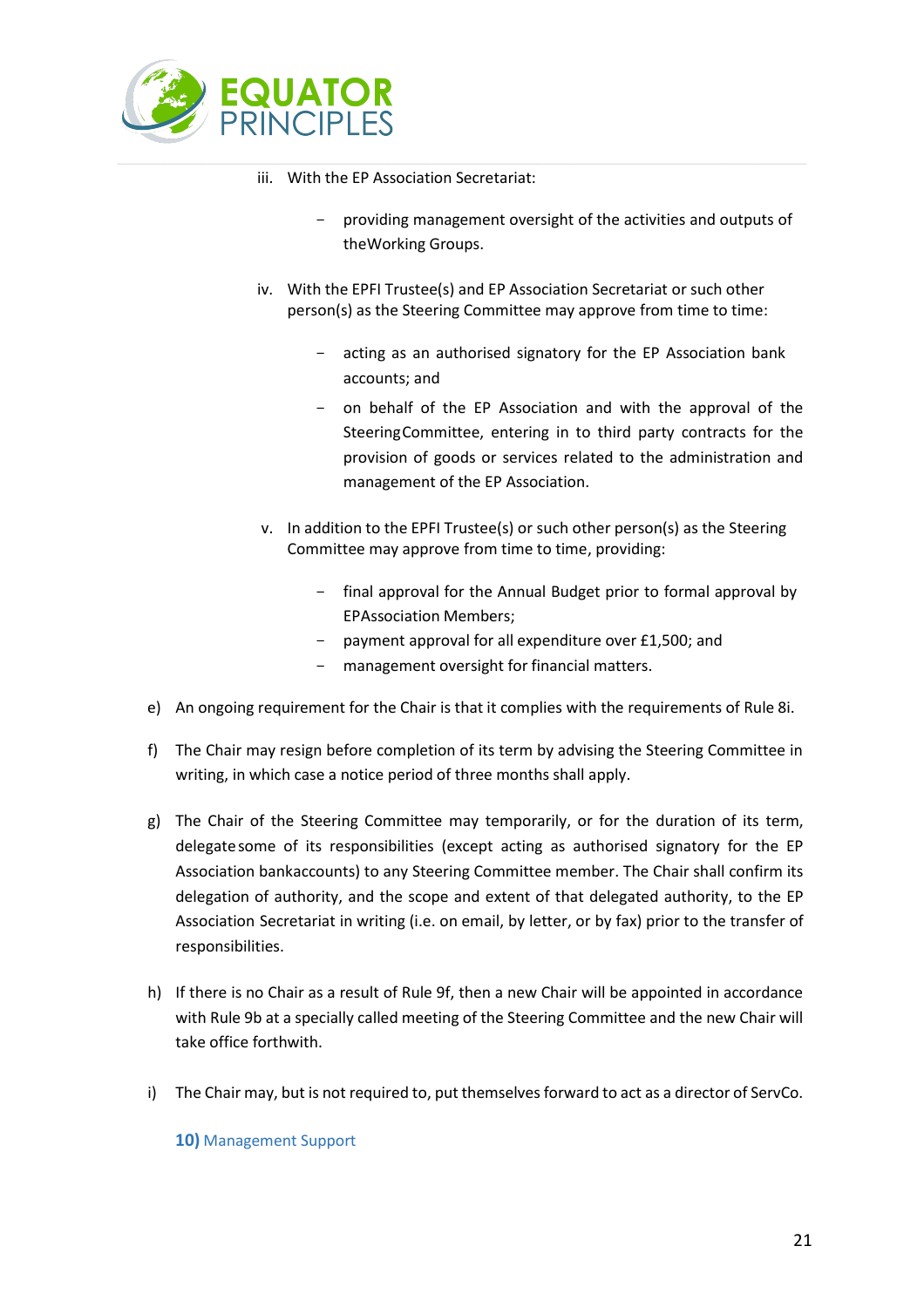iii. With the EP Association Secretariat:

   - providing management oversight of the activities and outputs of theWorking Groups.

iv. With the EPFI Trustee(s) and EP Association Secretariat or such other person(s) as the Steering Committee may approve from time to time:

   - acting as an authorised signatory for the EP Association bank accounts; and
   - on behalf of the EP Association and with the approval of the SteeringCommittee, entering in to third party contracts for the provision of goods or services related to the administration and management of the EP Association.

v. In addition to the EPFI Trustee(s) or such other person(s) as the Steering Committee may approve from time to time, providing:

   - final approval for the Annual Budget prior to formal approval by EPAssociation Members;
   - payment approval for all expenditure over £1,500; and
   - management oversight for financial matters.

e) An ongoing requirement for the Chair is that it complies with the requirements of Rule 8i.

f) The Chair may resign before completion of its term by advising the Steering Committee in writing, in which case a notice period of three months shall apply.

g) The Chair of the Steering Committee may temporarily, or for the duration of its term, delegate some of its responsibilities (except acting as authorised signatory for the EP Association bankaccounts) to any Steering Committee member. The Chair shall confirm its delegation of authority, and the scope and extent of that delegated authority, to the EP Association Secretariat in writing (i.e. on email, by letter, or by fax) prior to the transfer of responsibilities.

h) If there is no Chair as a result of Rule 9f, then a new Chair will be appointed in accordance with Rule 9b at a specially called meeting of the Steering Committee and the new Chair will take office forthwith.

i) The Chair may, but is not required to, put themselves forward to act as a director of ServCo.

## **10)** Management Support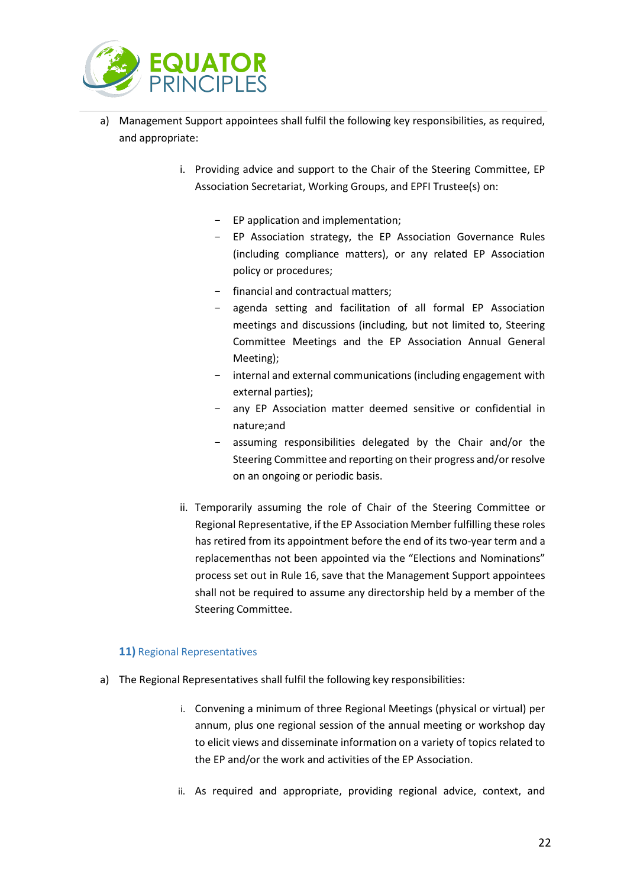a) Management Support appointees shall fulfil the following key responsibilities, as required, and appropriate:

   i. Providing advice and support to the Chair of the Steering Committee, EP Association Secretariat, Working Groups, and EPFI Trustee(s) on:

      - EP application and implementation;
      - EP Association strategy, the EP Association Governance Rules (including compliance matters), or any related EP Association policy or procedures;
      - financial and contractual matters;
      - agenda setting and facilitation of all formal EP Association meetings and discussions (including, but not limited to, Steering Committee Meetings and the EP Association Annual General Meeting);
      - internal and external communications (including engagement with external parties);
      - any EP Association matter deemed sensitive or confidential in nature;and
      - assuming responsibilities delegated by the Chair and/or the Steering Committee and reporting on their progress and/or resolve on an ongoing or periodic basis.

   ii. Temporarily assuming the role of Chair of the Steering Committee or Regional Representative, if the EP Association Member fulfilling these roles has retired from its appointment before the end of its two-year term and a replacementhas not been appointed via the "Elections and Nominations" process set out in Rule 16, save that the Management Support appointees shall not be required to assume any directorship held by a member of the Steering Committee.

### **11)** Regional Representatives

a) The Regional Representatives shall fulfil the following key responsibilities:

   i. Convening a minimum of three Regional Meetings (physical or virtual) per annum, plus one regional session of the annual meeting or workshop day to elicit views and disseminate information on a variety of topics related to the EP and/or the work and activities of the EP Association.

   ii. As required and appropriate, providing regional advice, context, and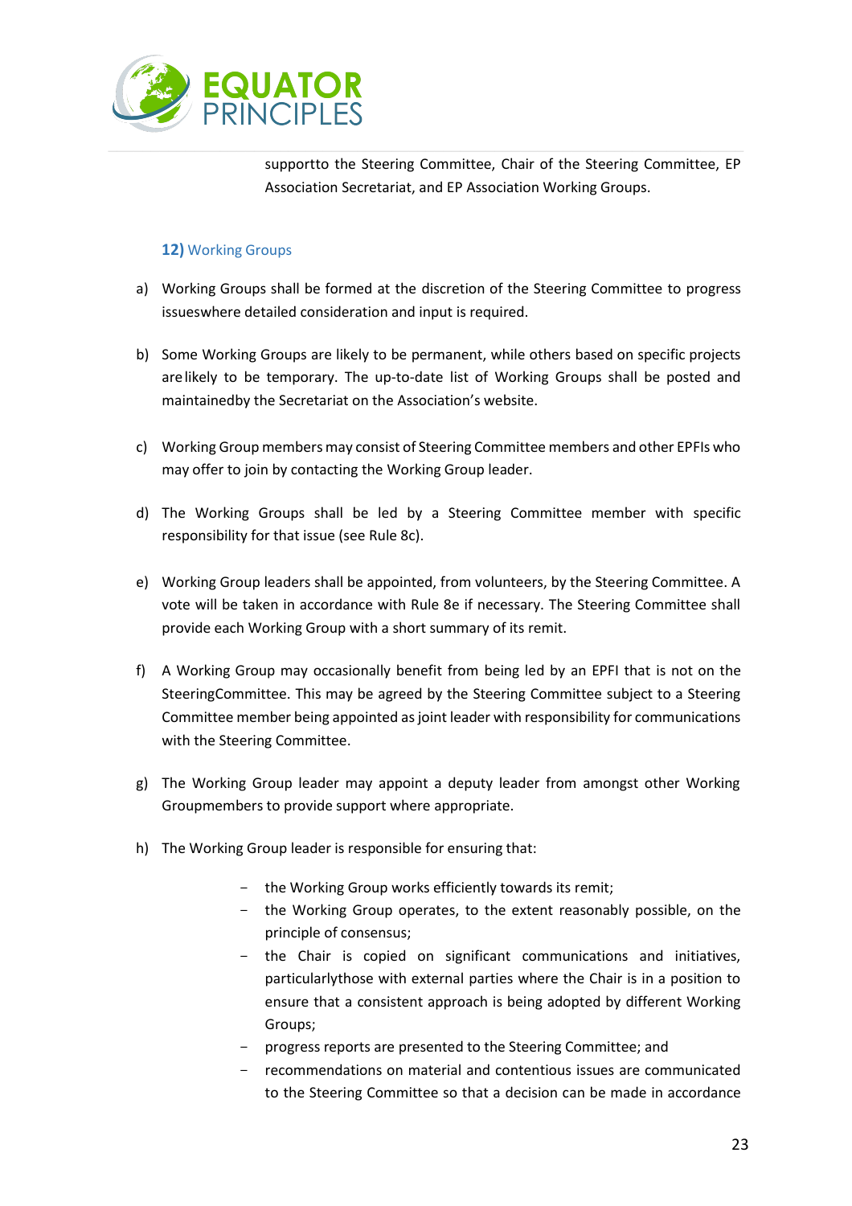support to the Steering Committee, Chair of the Steering Committee, EP Association Secretariat, and EP Association Working Groups.

### 12) Working Groups

a) Working Groups shall be formed at the discretion of the Steering Committee to progress issues where detailed consideration and input is required.

b) Some Working Groups are likely to be permanent, while others based on specific projects are likely to be temporary. The up-to-date list of Working Groups shall be posted and maintained by the Secretariat on the Association's website.

c) Working Group members may consist of Steering Committee members and other EPFIs who may offer to join by contacting the Working Group leader.

d) The Working Groups shall be led by a Steering Committee member with specific responsibility for that issue (see Rule 8c).

e) Working Group leaders shall be appointed, from volunteers, by the Steering Committee. A vote will be taken in accordance with Rule 8e if necessary. The Steering Committee shall provide each Working Group with a short summary of its remit.

f) A Working Group may occasionally benefit from being led by an EPFI that is not on the Steering Committee. This may be agreed by the Steering Committee subject to a Steering Committee member being appointed as joint leader with responsibility for communications with the Steering Committee.

g) The Working Group leader may appoint a deputy leader from amongst other Working Group members to provide support where appropriate.

h) The Working Group leader is responsible for ensuring that:

- the Working Group works efficiently towards its remit;
- the Working Group operates, to the extent reasonably possible, on the principle of consensus;
- the Chair is copied on significant communications and initiatives, particularly those with external parties where the Chair is in a position to ensure that a consistent approach is being adopted by different Working Groups;
- progress reports are presented to the Steering Committee; and
- recommendations on material and contentious issues are communicated to the Steering Committee so that a decision can be made in accordance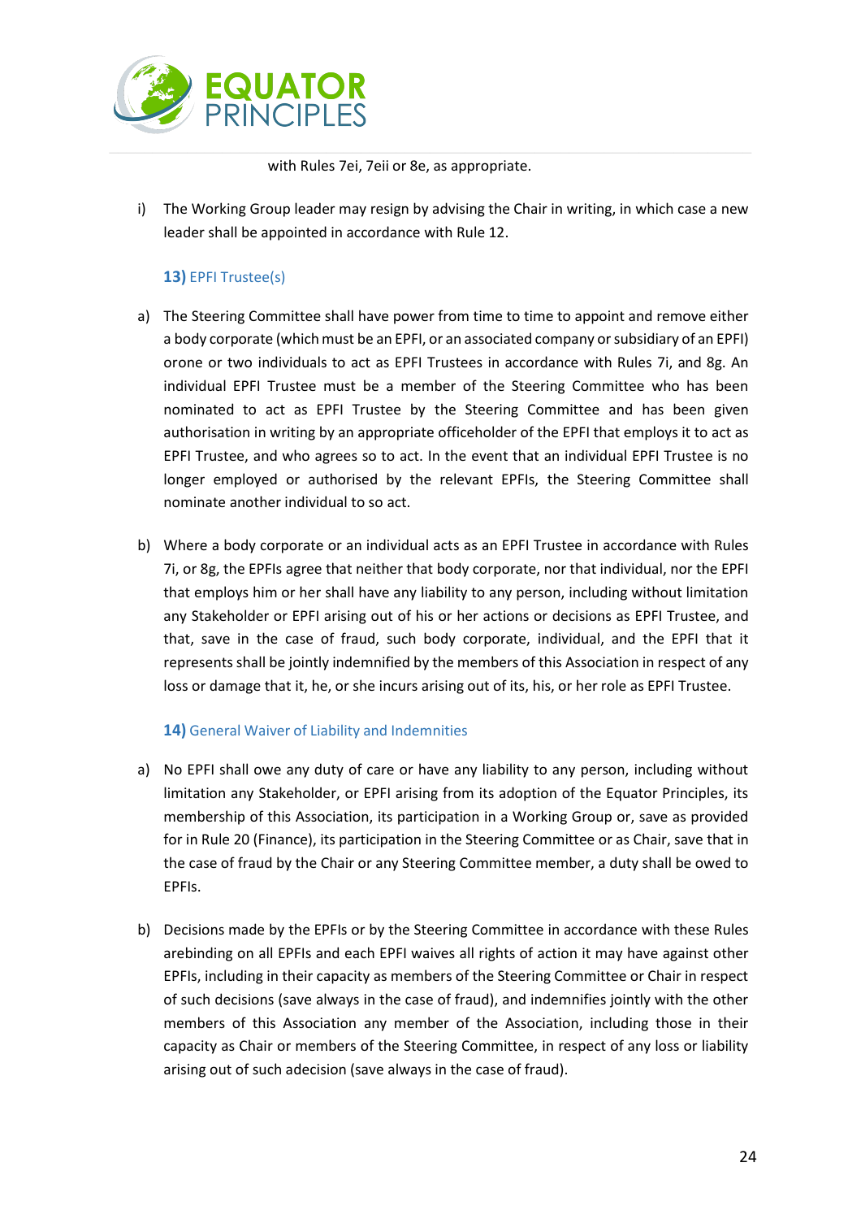with Rules 7ei, 7eii or 8e, as appropriate.

i) The Working Group leader may resign by advising the Chair in writing, in which case a new leader shall be appointed in accordance with Rule 12.

### **13)** EPFI Trustee(s)

a) The Steering Committee shall have power from time to time to appoint and remove either a body corporate (which must be an EPFI, or an associated company or subsidiary of an EPFI) orone or two individuals to act as EPFI Trustees in accordance with Rules 7i, and 8g. An individual EPFI Trustee must be a member of the Steering Committee who has been nominated to act as EPFI Trustee by the Steering Committee and has been given authorisation in writing by an appropriate officeholder of the EPFI that employs it to act as EPFI Trustee, and who agrees so to act. In the event that an individual EPFI Trustee is no longer employed or authorised by the relevant EPFIs, the Steering Committee shall nominate another individual to so act.

b) Where a body corporate or an individual acts as an EPFI Trustee in accordance with Rules 7i, or 8g, the EPFIs agree that neither that body corporate, nor that individual, nor the EPFI that employs him or her shall have any liability to any person, including without limitation any Stakeholder or EPFI arising out of his or her actions or decisions as EPFI Trustee, and that, save in the case of fraud, such body corporate, individual, and the EPFI that it represents shall be jointly indemnified by the members of this Association in respect of any loss or damage that it, he, or she incurs arising out of its, his, or her role as EPFI Trustee.

### **14)** General Waiver of Liability and Indemnities

a) No EPFI shall owe any duty of care or have any liability to any person, including without limitation any Stakeholder, or EPFI arising from its adoption of the Equator Principles, its membership of this Association, its participation in a Working Group or, save as provided for in Rule 20 (Finance), its participation in the Steering Committee or as Chair, save that in the case of fraud by the Chair or any Steering Committee member, a duty shall be owed to EPFIs.

b) Decisions made by the EPFIs or by the Steering Committee in accordance with these Rules arebinding on all EPFIs and each EPFI waives all rights of action it may have against other EPFIs, including in their capacity as members of the Steering Committee or Chair in respect of such decisions (save always in the case of fraud), and indemnifies jointly with the other members of this Association any member of the Association, including those in their capacity as Chair or members of the Steering Committee, in respect of any loss or liability arising out of such adecision (save always in the case of fraud).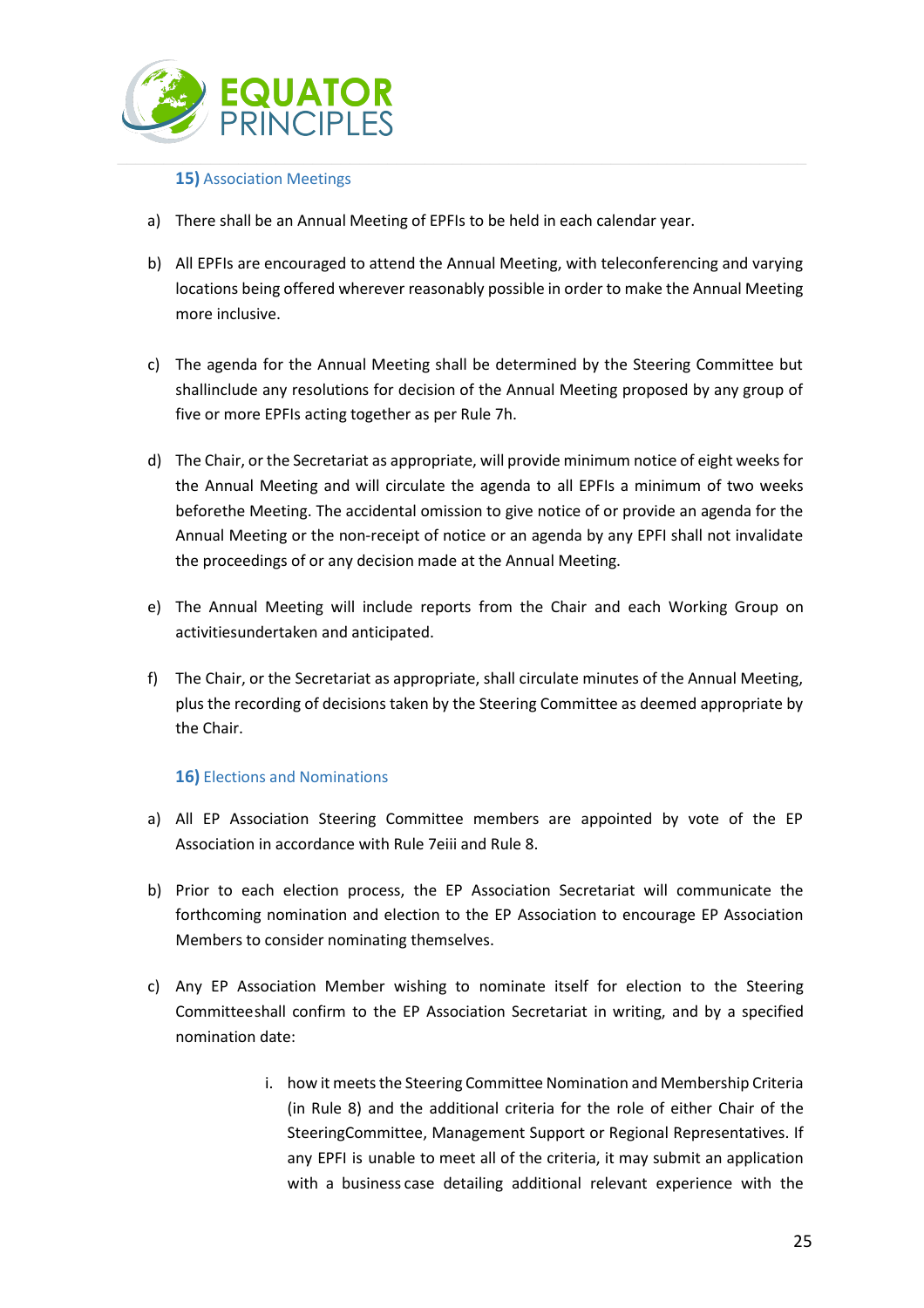### **15)** Association Meetings

a) There shall be an Annual Meeting of EPFIs to be held in each calendar year.

b) All EPFIs are encouraged to attend the Annual Meeting, with teleconferencing and varying locations being offered wherever reasonably possible in order to make the Annual Meeting more inclusive.

c) The agenda for the Annual Meeting shall be determined by the Steering Committee but shallinclude any resolutions for decision of the Annual Meeting proposed by any group of five or more EPFIs acting together as per Rule 7h.

d) The Chair, or the Secretariat as appropriate, will provide minimum notice of eight weeks for the Annual Meeting and will circulate the agenda to all EPFIs a minimum of two weeks beforethe Meeting. The accidental omission to give notice of or provide an agenda for the Annual Meeting or the non-receipt of notice or an agenda by any EPFI shall not invalidate the proceedings of or any decision made at the Annual Meeting.

e) The Annual Meeting will include reports from the Chair and each Working Group on activitiesundertaken and anticipated.

f) The Chair, or the Secretariat as appropriate, shall circulate minutes of the Annual Meeting, plus the recording of decisions taken by the Steering Committee as deemed appropriate by the Chair.

### **16)** Elections and Nominations

a) All EP Association Steering Committee members are appointed by vote of the EP Association in accordance with Rule 7eiii and Rule 8.

b) Prior to each election process, the EP Association Secretariat will communicate the forthcoming nomination and election to the EP Association to encourage EP Association Members to consider nominating themselves.

c) Any EP Association Member wishing to nominate itself for election to the Steering Committeeshall confirm to the EP Association Secretariat in writing, and by a specified nomination date:

    i. how it meets the Steering Committee Nomination and Membership Criteria (in Rule 8) and the additional criteria for the role of either Chair of the SteeringCommittee, Management Support or Regional Representatives. If any EPFI is unable to meet all of the criteria, it may submit an application with a business case detailing additional relevant experience with the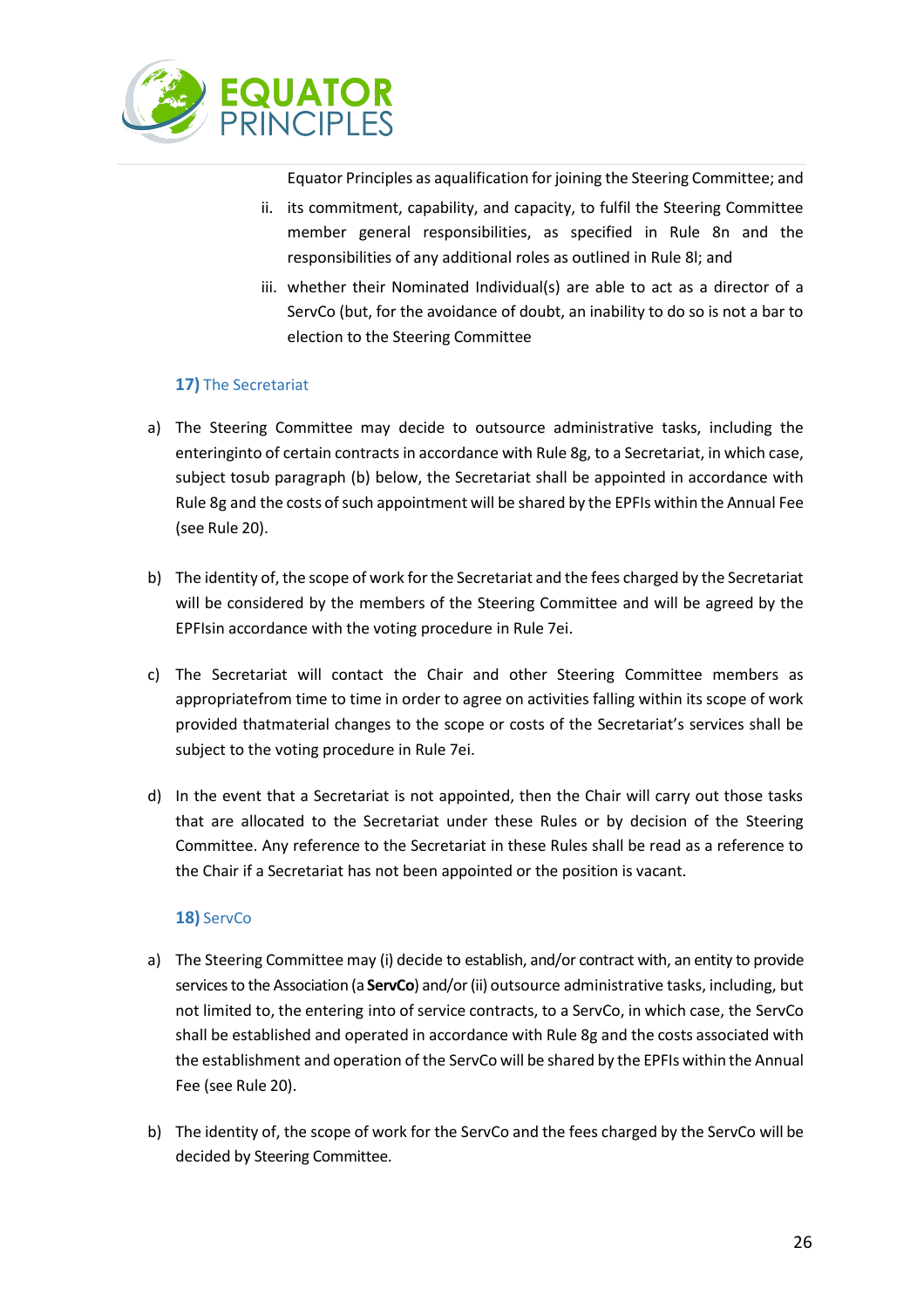Equator Principles as aqualification for joining the Steering Committee; and

ii. its commitment, capability, and capacity, to fulfil the Steering Committee member general responsibilities, as specified in Rule 8n and the responsibilities of any additional roles as outlined in Rule 8l; and

iii. whether their Nominated Individual(s) are able to act as a director of a ServCo (but, for the avoidance of doubt, an inability to do so is not a bar to election to the Steering Committee

### 17) The Secretariat

a) The Steering Committee may decide to outsource administrative tasks, including the enteringinto of certain contracts in accordance with Rule 8g, to a Secretariat, in which case, subject tosub paragraph (b) below, the Secretariat shall be appointed in accordance with Rule 8g and the costs of such appointment will be shared by the EPFIs within the Annual Fee (see Rule 20).

b) The identity of, the scope of work for the Secretariat and the fees charged by the Secretariat will be considered by the members of the Steering Committee and will be agreed by the EPFIsin accordance with the voting procedure in Rule 7ei.

c) The Secretariat will contact the Chair and other Steering Committee members as appropriatefrom time to time in order to agree on activities falling within its scope of work provided thatmaterial changes to the scope or costs of the Secretariat's services shall be subject to the voting procedure in Rule 7ei.

d) In the event that a Secretariat is not appointed, then the Chair will carry out those tasks that are allocated to the Secretariat under these Rules or by decision of the Steering Committee. Any reference to the Secretariat in these Rules shall be read as a reference to the Chair if a Secretariat has not been appointed or the position is vacant.

### 18) ServCo

a) The Steering Committee may (i) decide to establish, and/or contract with, an entity to provide services to the Association (a **ServCo**) and/or (ii) outsource administrative tasks, including, but not limited to, the entering into of service contracts, to a ServCo, in which case, the ServCo shall be established and operated in accordance with Rule 8g and the costs associated with the establishment and operation of the ServCo will be shared by the EPFIs within the Annual Fee (see Rule 20).

b) The identity of, the scope of work for the ServCo and the fees charged by the ServCo will be decided by Steering Committee.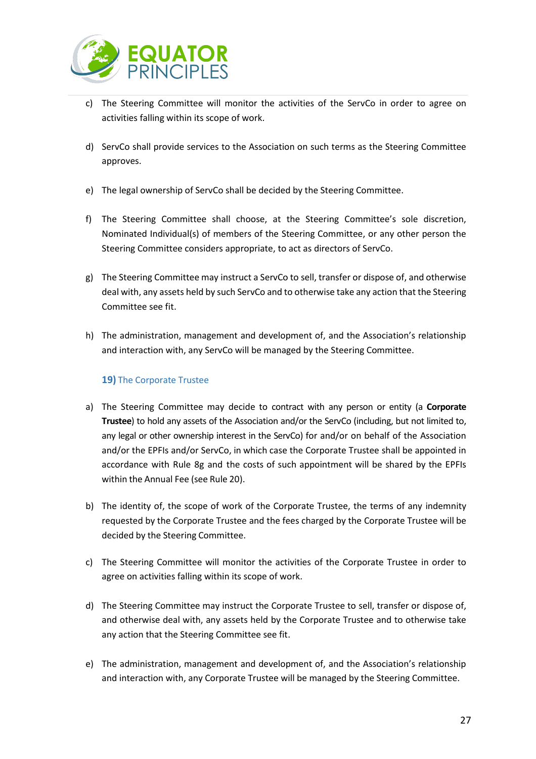c) The Steering Committee will monitor the activities of the ServCo in order to agree on activities falling within its scope of work.

d) ServCo shall provide services to the Association on such terms as the Steering Committee approves.

e) The legal ownership of ServCo shall be decided by the Steering Committee.

f) The Steering Committee shall choose, at the Steering Committee's sole discretion, Nominated Individual(s) of members of the Steering Committee, or any other person the Steering Committee considers appropriate, to act as directors of ServCo.

g) The Steering Committee may instruct a ServCo to sell, transfer or dispose of, and otherwise deal with, any assets held by such ServCo and to otherwise take any action that the Steering Committee see fit.

h) The administration, management and development of, and the Association's relationship and interaction with, any ServCo will be managed by the Steering Committee.

### 19) The Corporate Trustee

a) The Steering Committee may decide to contract with any person or entity (a **Corporate Trustee**) to hold any assets of the Association and/or the ServCo (including, but not limited to, any legal or other ownership interest in the ServCo) for and/or on behalf of the Association and/or the EPFIs and/or ServCo, in which case the Corporate Trustee shall be appointed in accordance with Rule 8g and the costs of such appointment will be shared by the EPFIs within the Annual Fee (see Rule 20).

b) The identity of, the scope of work of the Corporate Trustee, the terms of any indemnity requested by the Corporate Trustee and the fees charged by the Corporate Trustee will be decided by the Steering Committee.

c) The Steering Committee will monitor the activities of the Corporate Trustee in order to agree on activities falling within its scope of work.

d) The Steering Committee may instruct the Corporate Trustee to sell, transfer or dispose of, and otherwise deal with, any assets held by the Corporate Trustee and to otherwise take any action that the Steering Committee see fit.

e) The administration, management and development of, and the Association's relationship and interaction with, any Corporate Trustee will be managed by the Steering Committee.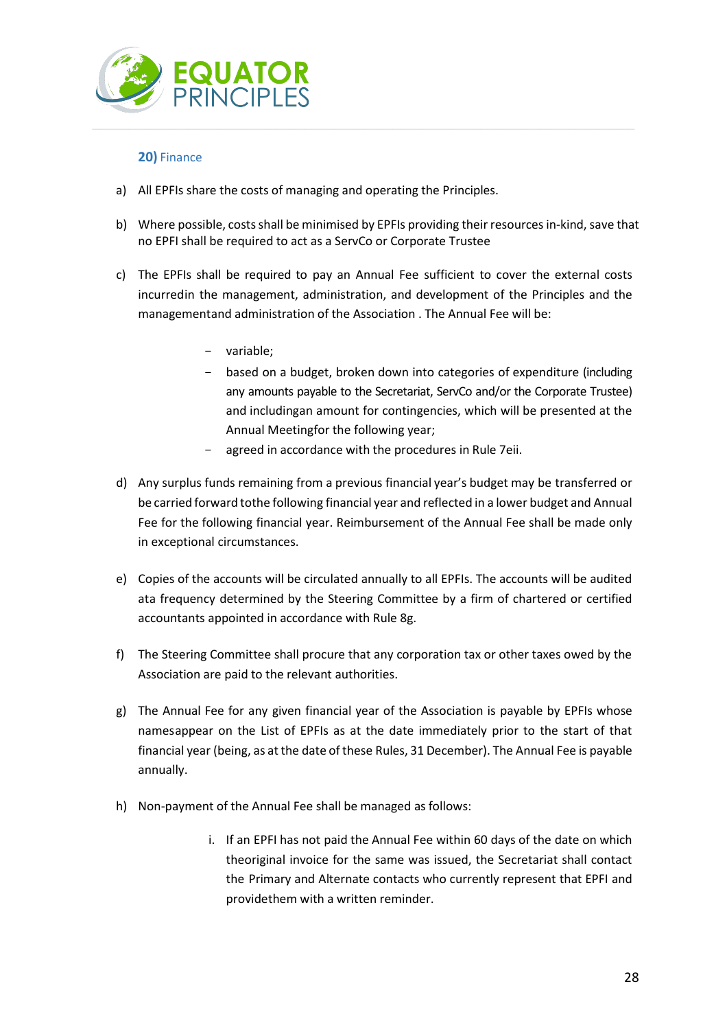### **20)** Finance

a) All EPFIs share the costs of managing and operating the Principles.

b) Where possible, costs shall be minimised by EPFIs providing their resources in-kind, save that no EPFI shall be required to act as a ServCo or Corporate Trustee

c) The EPFIs shall be required to pay an Annual Fee sufficient to cover the external costs incurredin the management, administration, and development of the Principles and the managementand administration of the Association . The Annual Fee will be:

   - variable;
   - based on a budget, broken down into categories of expenditure (including any amounts payable to the Secretariat, ServCo and/or the Corporate Trustee) and includingan amount for contingencies, which will be presented at the Annual Meetingfor the following year;
   - agreed in accordance with the procedures in Rule 7eii.

d) Any surplus funds remaining from a previous financial year's budget may be transferred or be carried forward tothe following financial year and reflected in a lower budget and Annual Fee for the following financial year. Reimbursement of the Annual Fee shall be made only in exceptional circumstances.

e) Copies of the accounts will be circulated annually to all EPFIs. The accounts will be audited ata frequency determined by the Steering Committee by a firm of chartered or certified accountants appointed in accordance with Rule 8g.

f) The Steering Committee shall procure that any corporation tax or other taxes owed by the Association are paid to the relevant authorities.

g) The Annual Fee for any given financial year of the Association is payable by EPFIs whose namesappear on the List of EPFIs as at the date immediately prior to the start of that financial year (being, as at the date of these Rules, 31 December). The Annual Fee is payable annually.

h) Non-payment of the Annual Fee shall be managed as follows:

   i. If an EPFI has not paid the Annual Fee within 60 days of the date on which theoriginal invoice for the same was issued, the Secretariat shall contact the Primary and Alternate contacts who currently represent that EPFI and providethem with a written reminder.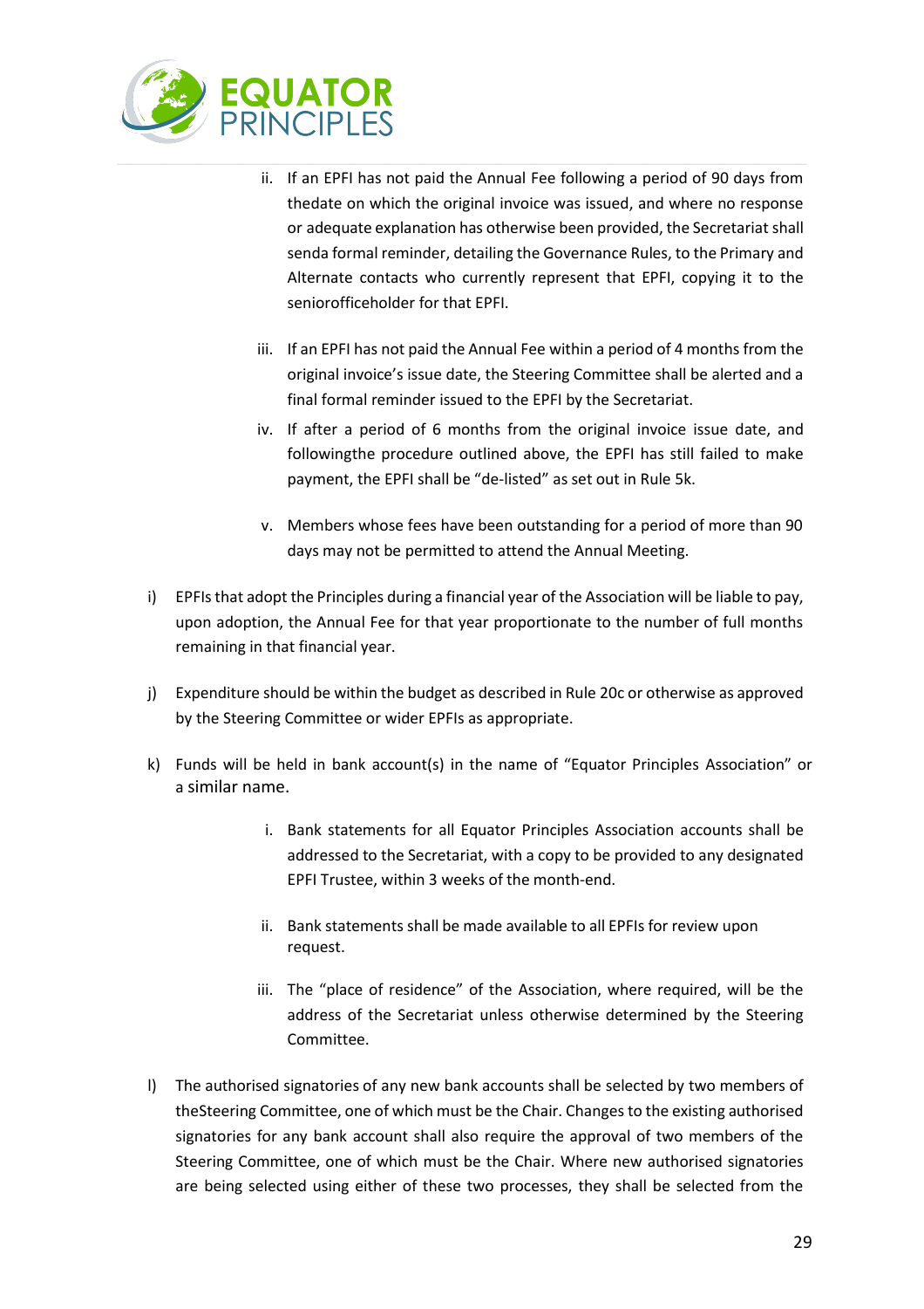ii. If an EPFI has not paid the Annual Fee following a period of 90 days from thedate on which the original invoice was issued, and where no response or adequate explanation has otherwise been provided, the Secretariat shall senda formal reminder, detailing the Governance Rules, to the Primary and Alternate contacts who currently represent that EPFI, copying it to the seniorofficeholder for that EPFI.

iii. If an EPFI has not paid the Annual Fee within a period of 4 months from the original invoice's issue date, the Steering Committee shall be alerted and a final formal reminder issued to the EPFI by the Secretariat.

iv. If after a period of 6 months from the original invoice issue date, and followingthe procedure outlined above, the EPFI has still failed to make payment, the EPFI shall be "de-listed" as set out in Rule 5k.

v. Members whose fees have been outstanding for a period of more than 90 days may not be permitted to attend the Annual Meeting.

i) EPFIs that adopt the Principles during a financial year of the Association will be liable to pay, upon adoption, the Annual Fee for that year proportionate to the number of full months remaining in that financial year.

j) Expenditure should be within the budget as described in Rule 20c or otherwise as approved by the Steering Committee or wider EPFIs as appropriate.

k) Funds will be held in bank account(s) in the name of "Equator Principles Association" or a similar name.

i. Bank statements for all Equator Principles Association accounts shall be addressed to the Secretariat, with a copy to be provided to any designated EPFI Trustee, within 3 weeks of the month-end.

ii. Bank statements shall be made available to all EPFIs for review upon request.

iii. The "place of residence" of the Association, where required, will be the address of the Secretariat unless otherwise determined by the Steering Committee.

l) The authorised signatories of any new bank accounts shall be selected by two members of theSteering Committee, one of which must be the Chair. Changes to the existing authorised signatories for any bank account shall also require the approval of two members of the Steering Committee, one of which must be the Chair. Where new authorised signatories are being selected using either of these two processes, they shall be selected from the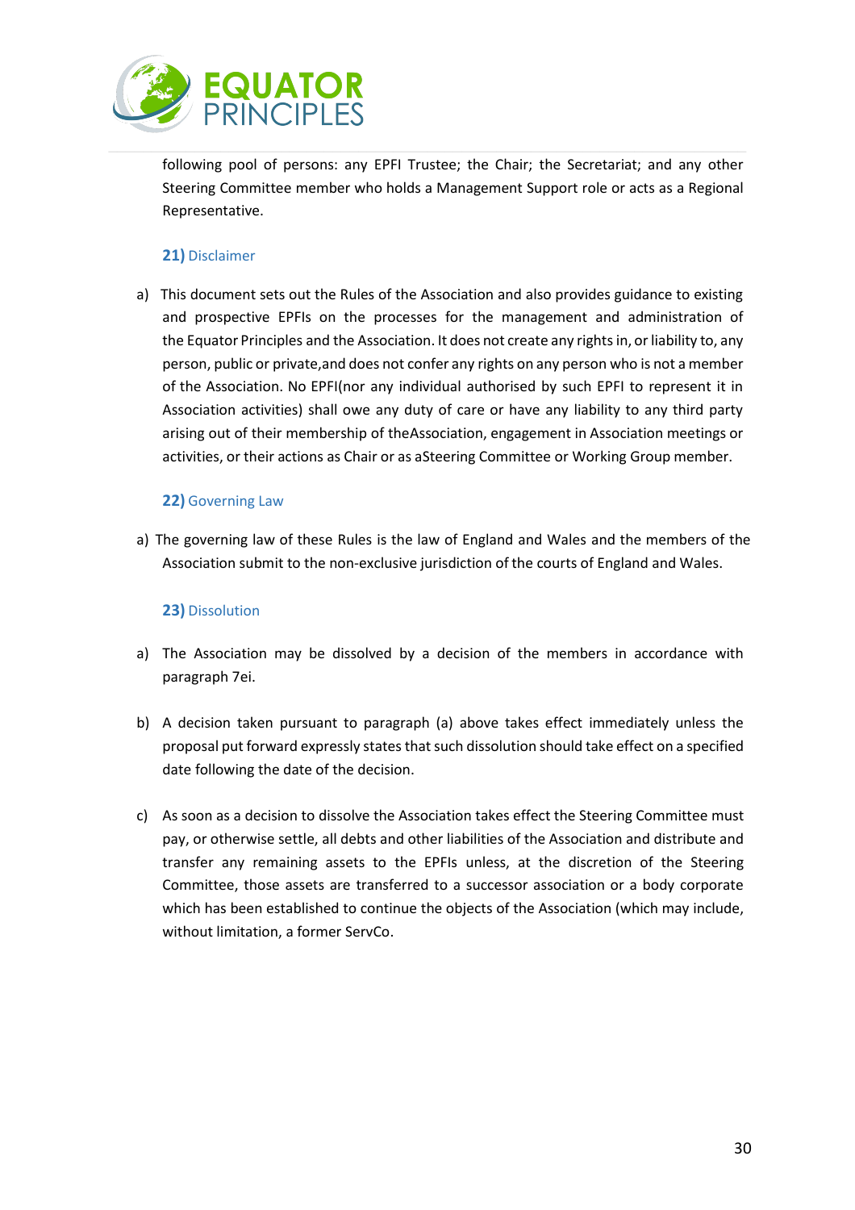following pool of persons: any EPFI Trustee; the Chair; the Secretariat; and any other Steering Committee member who holds a Management Support role or acts as a Regional Representative.

### 21) Disclaimer

a) This document sets out the Rules of the Association and also provides guidance to existing and prospective EPFIs on the processes for the management and administration of the Equator Principles and the Association. It does not create any rights in, or liability to, any person, public or private,and does not confer any rights on any person who is not a member of the Association. No EPFI(nor any individual authorised by such EPFI to represent it in Association activities) shall owe any duty of care or have any liability to any third party arising out of their membership of theAssociation, engagement in Association meetings or activities, or their actions as Chair or as aSteering Committee or Working Group member.

### 22) Governing Law

a) The governing law of these Rules is the law of England and Wales and the members of the Association submit to the non-exclusive jurisdiction of the courts of England and Wales.

### 23) Dissolution

a) The Association may be dissolved by a decision of the members in accordance with paragraph 7ei.

b) A decision taken pursuant to paragraph (a) above takes effect immediately unless the proposal put forward expressly states that such dissolution should take effect on a specified date following the date of the decision.

c) As soon as a decision to dissolve the Association takes effect the Steering Committee must pay, or otherwise settle, all debts and other liabilities of the Association and distribute and transfer any remaining assets to the EPFIs unless, at the discretion of the Steering Committee, those assets are transferred to a successor association or a body corporate which has been established to continue the objects of the Association (which may include, without limitation, a former ServCo.